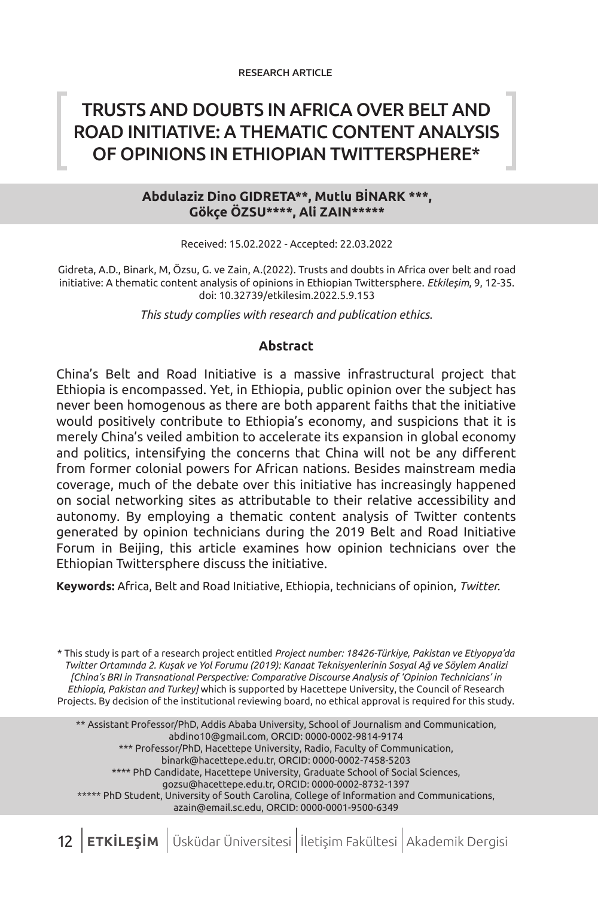RESEARCH ARTICLE

# TRUSTS AND DOUBTS IN AFRICA OVER BELT AND ROAD INITIATIVE: A THEMATIC CONTENT ANALYSIS OF OPINIONS IN ETHIOPIAN TWITTERSPHERE*

**Abdulaziz Dino GIDRETA**, Mutlu BİNARK ***, Gökçe ÖZSU****, Ali ZAIN*******

Received: 15.02.2022 - Accepted: 22.03.2022

Gidreta, A.D., Binark, M, Özsu, G. ve Zain, A.(2022). Trusts and doubts in Africa over belt and road initiative: A thematic content analysis of opinions in Ethiopian Twittersphere. *Etkileşim*, 9, 12-35. doi: 10.32739/etkilesim.2022.5.9.153

*This study complies with research and publication ethics.*

### Abstract

China's Belt and Road Initiative is a massive infrastructural project that Ethiopia is encompassed. Yet, in Ethiopia, public opinion over the subject has never been homogenous as there are both apparent faiths that the initiative would positively contribute to Ethiopia's economy, and suspicions that it is merely China's veiled ambition to accelerate its expansion in global economy and politics, intensifying the concerns that China will not be any different from former colonial powers for African nations. Besides mainstream media coverage, much of the debate over this initiative has increasingly happened on social networking sites as attributable to their relative accessibility and autonomy. By employing a thematic content analysis of Twitter contents generated by opinion technicians during the 2019 Belt and Road Initiative Forum in Beijing, this article examines how opinion technicians over the Ethiopian Twittersphere discuss the initiative.

**Keywords:** Africa, Belt and Road Initiative, Ethiopia, technicians of opinion, *Twitter*.

* This study is part of a research project entitled *Project number: 18426-Türkiye, Pakistan ve Etiyopya'da Twitter Ortamında 2. Kuşak ve Yol Forumu (2019): Kanaat Teknisyenlerinin Sosyal Ağ ve Söylem Analizi [China's BRI in Transnational Perspective: Comparative Discourse Analysis of 'Opinion Technicians' in Ethiopia, Pakistan and Turkey]* which is supported by Hacettepe University, the Council of Research Projects. By decision of the institutional reviewing board, no ethical approval is required for this study.

** Assistant Professor/PhD, Addis Ababa University, School of Journalism and Communication, abdino10@gmail.com, ORCID: 0000-0002-9814-9174

*** Professor/PhD, Hacettepe University, Radio, Faculty of Communication, binark@hacettepe.edu.tr, ORCID: 0000-0002-7458-5203

**** PhD Candidate, Hacettepe University, Graduate School of Social Sciences, gozsu@hacettepe.edu.tr, ORCID: 0000-0002-8732-1397

***** PhD Student, University of South Carolina, College of Information and Communications, azain@email.sc.edu, ORCID: 0000-0001-9500-6349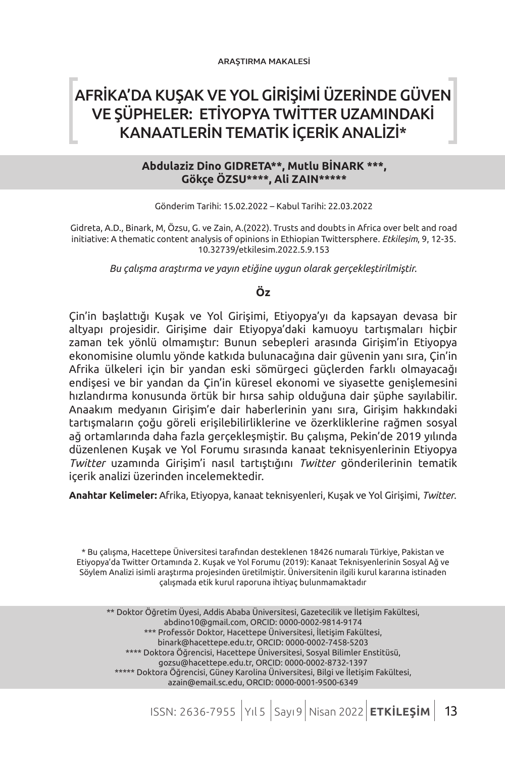ARAŞTIRMA MAKALESİ

# AFRİKA'DA KUŞAK VE YOL GİRİŞİMİ ÜZERİNDE GÜVEN VE ŞÜPHELER: ETİYOPYA TWİTTER UZAMINDAKİ KANAATLERİN TEMATİK İÇERİK ANALİZİ*

**Abdulaziz Dino GIDRETA**, Mutlu BİNARK ***, Gökçe ÖZSU****, Ali ZAIN*******

Gönderim Tarihi: 15.02.2022 – Kabul Tarihi: 22.03.2022

Gidreta, A.D., Binark, M, Özsu, G. ve Zain, A.(2022). Trusts and doubts in Africa over belt and road initiative: A thematic content analysis of opinions in Ethiopian Twittersphere. *Etkileşim*, 9, 12-35. 10.32739/etkilesim.2022.5.9.153

*Bu çalışma araştırma ve yayın etiğine uygun olarak gerçekleştirilmiştir.*

## Öz

Çin'in başlattığı Kuşak ve Yol Girişimi, Etiyopya'yı da kapsayan devasa bir altyapı projesidir. Girişime dair Etiyopya'daki kamuoyu tartışmaları hiçbir zaman tek yönlü olmamıştır: Bunun sebepleri arasında Girişim'in Etiyopya ekonomisine olumlu yönde katkıda bulunacağına dair güvenin yanı sıra, Çin'in Afrika ülkeleri için bir yandan eski sömürgeci güçlerden farklı olmayacağı endişesi ve bir yandan da Çin'in küresel ekonomi ve siyasette genişlemesini hızlandırma konusunda örtük bir hırsa sahip olduğuna dair şüphe sayılabilir. Anaakım medyanın Girişim'e dair haberlerinin yanı sıra, Girişim hakkındaki tartışmaların çoğu göreli erişilebilirliklerine ve özerkliklerine rağmen sosyal ağ ortamlarında daha fazla gerçekleşmiştir. Bu çalışma, Pekin'de 2019 yılında düzenlenen Kuşak ve Yol Forumu sırasında kanaat teknisyenlerinin Etiyopya *Twitter* uzamında Girişim'i nasıl tartıştığını *Twitter* gönderilerinin tematik içerik analizi üzerinden incelemektedir.

**Anahtar Kelimeler:** Afrika, Etiyopya, kanaat teknisyenleri, Kuşak ve Yol Girişimi, *Twitter*.

\* Bu çalışma, Hacettepe Üniversitesi tarafından desteklenen 18426 numaralı Türkiye, Pakistan ve Etiyopya'da Twitter Ortamında 2. Kuşak ve Yol Forumu (2019): Kanaat Teknisyenlerinin Sosyal Ağ ve Söylem Analizi isimli araştırma projesinden üretilmiştir. Üniversitenin ilgili kurul kararına istinaden çalışmada etik kurul raporuna ihtiyaç bulunmamaktadır

\*\* Doktor Öğretim Üyesi, Addis Ababa Üniversitesi, Gazetecilik ve İletişim Fakültesi, abdino10@gmail.com, ORCID: 0000-0002-9814-9174

\*\*\* Professör Doktor, Hacettepe Üniversitesi, İletişim Fakültesi, binark@hacettepe.edu.tr, ORCID: 0000-0002-7458-5203

\*\*\*\* Doktora Öğrencisi, Hacettepe Üniversitesi, Sosyal Bilimler Enstitüsü, gozsu@hacettepe.edu.tr, ORCID: 0000-0002-8732-1397

\*\*\*\*\* Doktora Öğrencisi, Güney Karolina Üniversitesi, Bilgi ve İletişim Fakültesi, azain@email.sc.edu, ORCID: 0000-0001-9500-6349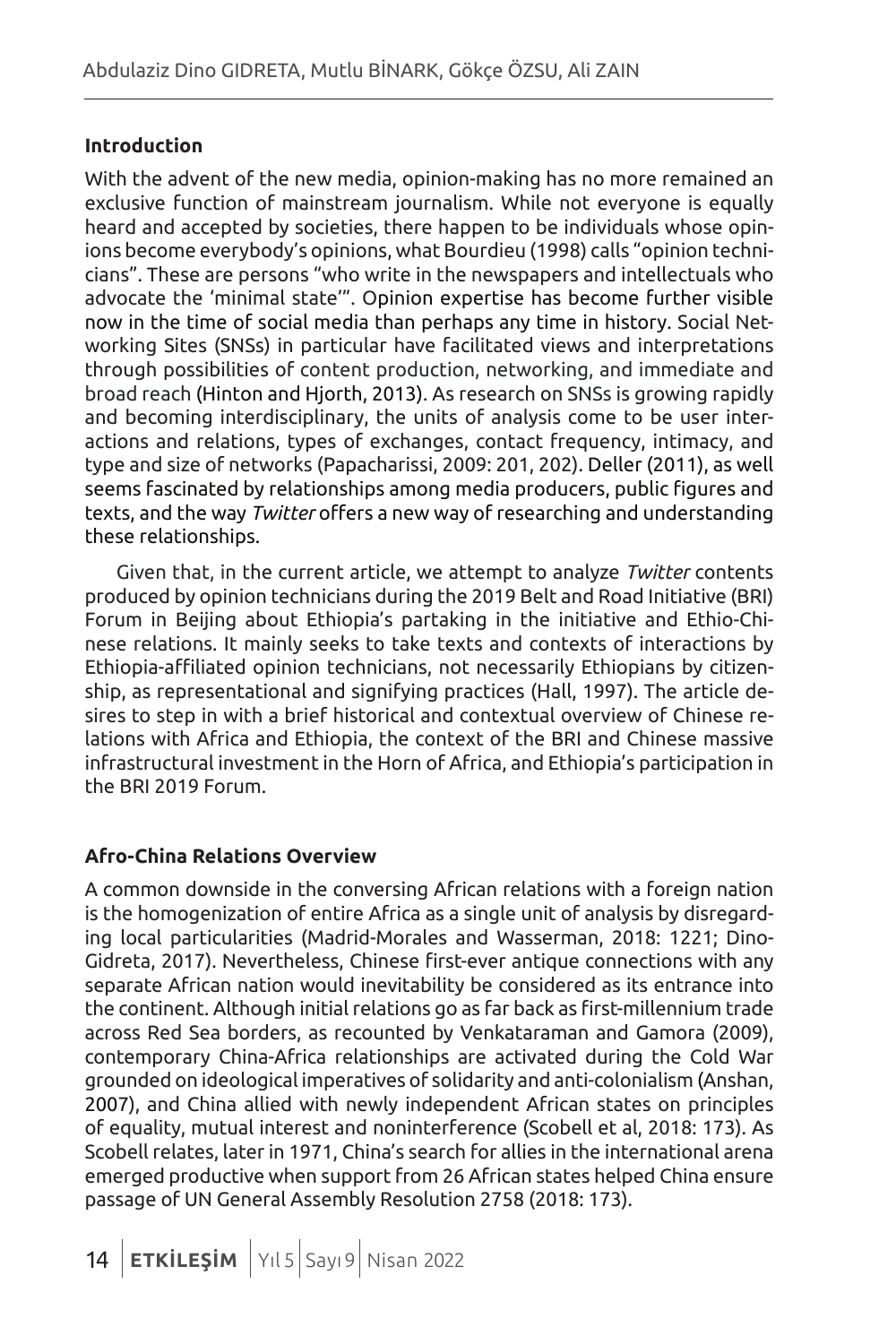## Introduction

With the advent of the new media, opinion-making has no more remained an exclusive function of mainstream journalism. While not everyone is equally heard and accepted by societies, there happen to be individuals whose opinions become everybody's opinions, what Bourdieu (1998) calls "opinion technicians". These are persons "who write in the newspapers and intellectuals who advocate the 'minimal state'". Opinion expertise has become further visible now in the time of social media than perhaps any time in history. Social Networking Sites (SNSs) in particular have facilitated views and interpretations through possibilities of content production, networking, and immediate and broad reach (Hinton and Hjorth, 2013). As research on SNSs is growing rapidly and becoming interdisciplinary, the units of analysis come to be user interactions and relations, types of exchanges, contact frequency, intimacy, and type and size of networks (Papacharissi, 2009: 201, 202). Deller (2011), as well seems fascinated by relationships among media producers, public figures and texts, and the way *Twitter* offers a new way of researching and understanding these relationships.

Given that, in the current article, we attempt to analyze *Twitter* contents produced by opinion technicians during the 2019 Belt and Road Initiative (BRI) Forum in Beijing about Ethiopia's partaking in the initiative and Ethio-Chinese relations. It mainly seeks to take texts and contexts of interactions by Ethiopia-affiliated opinion technicians, not necessarily Ethiopians by citizenship, as representational and signifying practices (Hall, 1997). The article desires to step in with a brief historical and contextual overview of Chinese relations with Africa and Ethiopia, the context of the BRI and Chinese massive infrastructural investment in the Horn of Africa, and Ethiopia's participation in the BRI 2019 Forum.

## Afro-China Relations Overview

A common downside in the conversing African relations with a foreign nation is the homogenization of entire Africa as a single unit of analysis by disregarding local particularities (Madrid-Morales and Wasserman, 2018: 1221; Dino-Gidreta, 2017). Nevertheless, Chinese first-ever antique connections with any separate African nation would inevitability be considered as its entrance into the continent. Although initial relations go as far back as first-millennium trade across Red Sea borders, as recounted by Venkataraman and Gamora (2009), contemporary China-Africa relationships are activated during the Cold War grounded on ideological imperatives of solidarity and anti-colonialism (Anshan, 2007), and China allied with newly independent African states on principles of equality, mutual interest and noninterference (Scobell et al, 2018: 173). As Scobell relates, later in 1971, China's search for allies in the international arena emerged productive when support from 26 African states helped China ensure passage of UN General Assembly Resolution 2758 (2018: 173).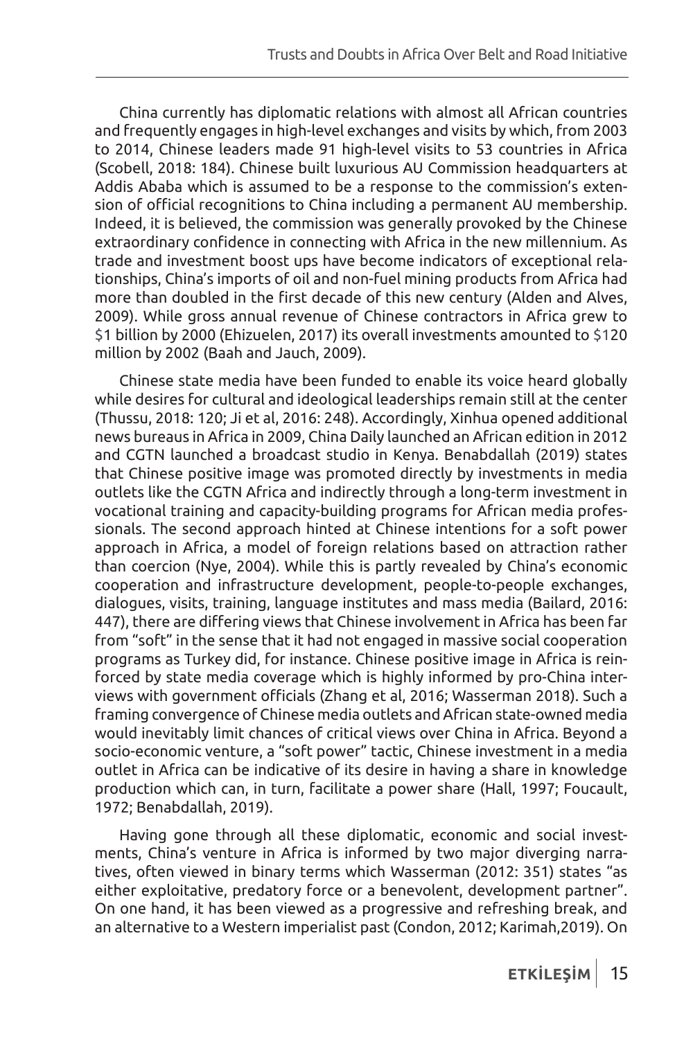China currently has diplomatic relations with almost all African countries and frequently engages in high-level exchanges and visits by which, from 2003 to 2014, Chinese leaders made 91 high-level visits to 53 countries in Africa (Scobell, 2018: 184). Chinese built luxurious AU Commission headquarters at Addis Ababa which is assumed to be a response to the commission's extension of official recognitions to China including a permanent AU membership. Indeed, it is believed, the commission was generally provoked by the Chinese extraordinary confidence in connecting with Africa in the new millennium. As trade and investment boost ups have become indicators of exceptional relationships, China's imports of oil and non-fuel mining products from Africa had more than doubled in the first decade of this new century (Alden and Alves, 2009). While gross annual revenue of Chinese contractors in Africa grew to $1 billion by 2000 (Ehizuelen, 2017) its overall investments amounted to $120 million by 2002 (Baah and Jauch, 2009).

Chinese state media have been funded to enable its voice heard globally while desires for cultural and ideological leaderships remain still at the center (Thussu, 2018: 120; Ji et al, 2016: 248). Accordingly, Xinhua opened additional news bureaus in Africa in 2009, China Daily launched an African edition in 2012 and CGTN launched a broadcast studio in Kenya. Benabdallah (2019) states that Chinese positive image was promoted directly by investments in media outlets like the CGTN Africa and indirectly through a long-term investment in vocational training and capacity-building programs for African media professionals. The second approach hinted at Chinese intentions for a soft power approach in Africa, a model of foreign relations based on attraction rather than coercion (Nye, 2004). While this is partly revealed by China's economic cooperation and infrastructure development, people-to-people exchanges, dialogues, visits, training, language institutes and mass media (Bailard, 2016: 447), there are differing views that Chinese involvement in Africa has been far from "soft" in the sense that it had not engaged in massive social cooperation programs as Turkey did, for instance. Chinese positive image in Africa is reinforced by state media coverage which is highly informed by pro-China interviews with government officials (Zhang et al, 2016; Wasserman 2018). Such a framing convergence of Chinese media outlets and African state-owned media would inevitably limit chances of critical views over China in Africa. Beyond a socio-economic venture, a "soft power" tactic, Chinese investment in a media outlet in Africa can be indicative of its desire in having a share in knowledge production which can, in turn, facilitate a power share (Hall, 1997; Foucault, 1972; Benabdallah, 2019).

Having gone through all these diplomatic, economic and social investments, China's venture in Africa is informed by two major diverging narratives, often viewed in binary terms which Wasserman (2012: 351) states "as either exploitative, predatory force or a benevolent, development partner". On one hand, it has been viewed as a progressive and refreshing break, and an alternative to a Western imperialist past (Condon, 2012; Karimah,2019). On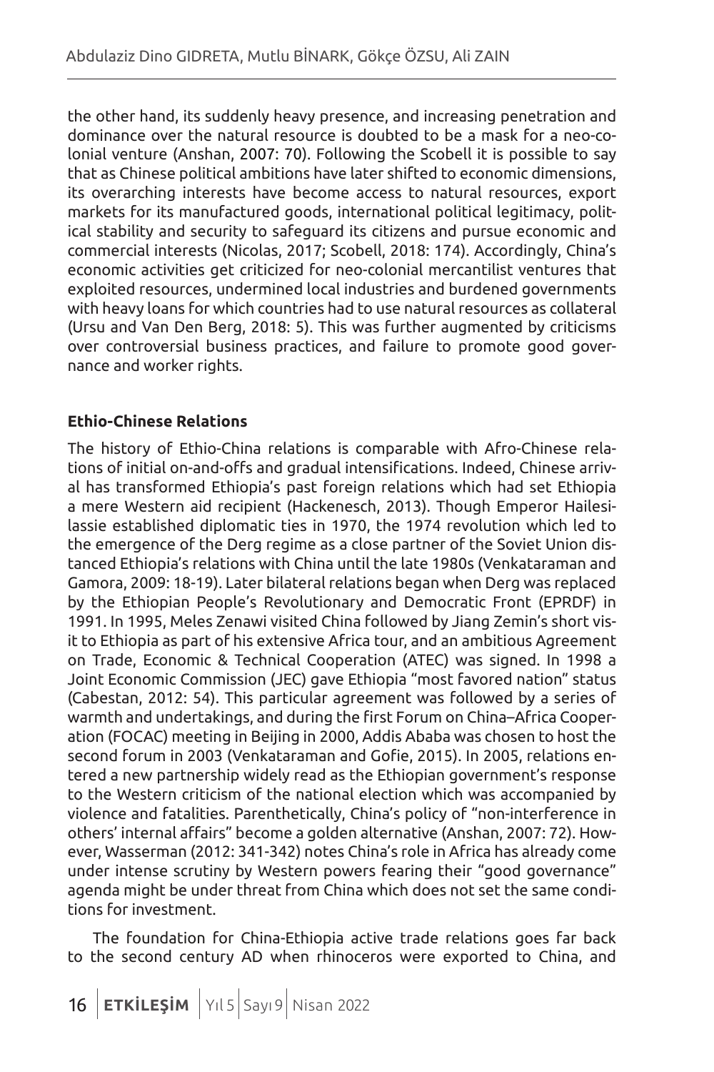the other hand, its suddenly heavy presence, and increasing penetration and dominance over the natural resource is doubted to be a mask for a neo-colonial venture (Anshan, 2007: 70). Following the Scobell it is possible to say that as Chinese political ambitions have later shifted to economic dimensions, its overarching interests have become access to natural resources, export markets for its manufactured goods, international political legitimacy, political stability and security to safeguard its citizens and pursue economic and commercial interests (Nicolas, 2017; Scobell, 2018: 174). Accordingly, China's economic activities get criticized for neo-colonial mercantilist ventures that exploited resources, undermined local industries and burdened governments with heavy loans for which countries had to use natural resources as collateral (Ursu and Van Den Berg, 2018: 5). This was further augmented by criticisms over controversial business practices, and failure to promote good governance and worker rights.

## Ethio-Chinese Relations

The history of Ethio-China relations is comparable with Afro-Chinese relations of initial on-and-offs and gradual intensifications. Indeed, Chinese arrival has transformed Ethiopia's past foreign relations which had set Ethiopia a mere Western aid recipient (Hackenesch, 2013). Though Emperor Hailesilassie established diplomatic ties in 1970, the 1974 revolution which led to the emergence of the Derg regime as a close partner of the Soviet Union distanced Ethiopia's relations with China until the late 1980s (Venkataraman and Gamora, 2009: 18-19). Later bilateral relations began when Derg was replaced by the Ethiopian People's Revolutionary and Democratic Front (EPRDF) in 1991. In 1995, Meles Zenawi visited China followed by Jiang Zemin's short visit to Ethiopia as part of his extensive Africa tour, and an ambitious Agreement on Trade, Economic & Technical Cooperation (ATEC) was signed. In 1998 a Joint Economic Commission (JEC) gave Ethiopia "most favored nation" status (Cabestan, 2012: 54). This particular agreement was followed by a series of warmth and undertakings, and during the first Forum on China–Africa Cooperation (FOCAC) meeting in Beijing in 2000, Addis Ababa was chosen to host the second forum in 2003 (Venkataraman and Gofie, 2015). In 2005, relations entered a new partnership widely read as the Ethiopian government's response to the Western criticism of the national election which was accompanied by violence and fatalities. Parenthetically, China's policy of "non-interference in others' internal affairs" become a golden alternative (Anshan, 2007: 72). However, Wasserman (2012: 341-342) notes China's role in Africa has already come under intense scrutiny by Western powers fearing their "good governance" agenda might be under threat from China which does not set the same conditions for investment.

The foundation for China-Ethiopia active trade relations goes far back to the second century AD when rhinoceros were exported to China, and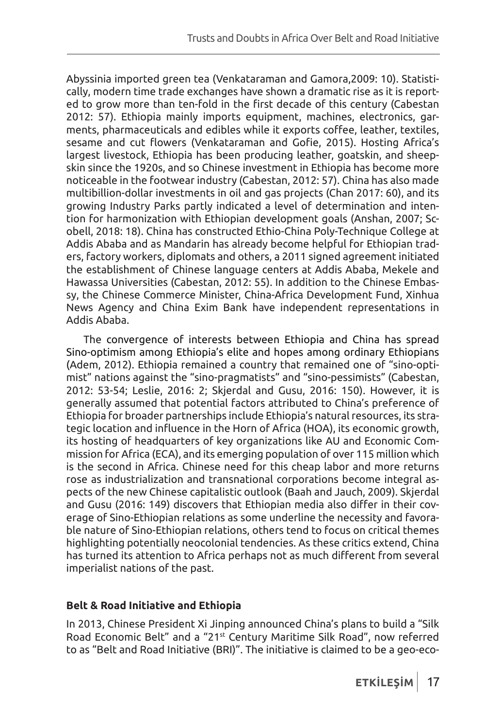Abyssinia imported green tea (Venkataraman and Gamora,2009: 10). Statistically, modern time trade exchanges have shown a dramatic rise as it is reported to grow more than ten-fold in the first decade of this century (Cabestan 2012: 57). Ethiopia mainly imports equipment, machines, electronics, garments, pharmaceuticals and edibles while it exports coffee, leather, textiles, sesame and cut flowers (Venkataraman and Gofie, 2015). Hosting Africa's largest livestock, Ethiopia has been producing leather, goatskin, and sheepskin since the 1920s, and so Chinese investment in Ethiopia has become more noticeable in the footwear industry (Cabestan, 2012: 57). China has also made multibillion-dollar investments in oil and gas projects (Chan 2017: 60), and its growing Industry Parks partly indicated a level of determination and intention for harmonization with Ethiopian development goals (Anshan, 2007; Scobell, 2018: 18). China has constructed Ethio-China Poly-Technique College at Addis Ababa and as Mandarin has already become helpful for Ethiopian traders, factory workers, diplomats and others, a 2011 signed agreement initiated the establishment of Chinese language centers at Addis Ababa, Mekele and Hawassa Universities (Cabestan, 2012: 55). In addition to the Chinese Embassy, the Chinese Commerce Minister, China-Africa Development Fund, Xinhua News Agency and China Exim Bank have independent representations in Addis Ababa.

The convergence of interests between Ethiopia and China has spread Sino-optimism among Ethiopia's elite and hopes among ordinary Ethiopians (Adem, 2012). Ethiopia remained a country that remained one of "sino-optimist" nations against the "sino-pragmatists" and "sino-pessimists" (Cabestan, 2012: 53-54; Leslie, 2016: 2; Skjerdal and Gusu, 2016: 150). However, it is generally assumed that potential factors attributed to China's preference of Ethiopia for broader partnerships include Ethiopia's natural resources, its strategic location and influence in the Horn of Africa (HOA), its economic growth, its hosting of headquarters of key organizations like AU and Economic Commission for Africa (ECA), and its emerging population of over 115 million which is the second in Africa. Chinese need for this cheap labor and more returns rose as industrialization and transnational corporations become integral aspects of the new Chinese capitalistic outlook (Baah and Jauch, 2009). Skjerdal and Gusu (2016: 149) discovers that Ethiopian media also differ in their coverage of Sino-Ethiopian relations as some underline the necessity and favorable nature of Sino-Ethiopian relations, others tend to focus on critical themes highlighting potentially neocolonial tendencies. As these critics extend, China has turned its attention to Africa perhaps not as much different from several imperialist nations of the past.

## Belt & Road Initiative and Ethiopia

In 2013, Chinese President Xi Jinping announced China's plans to build a "Silk Road Economic Belt" and a "21st Century Maritime Silk Road", now referred to as "Belt and Road Initiative (BRI)". The initiative is claimed to be a geo-eco-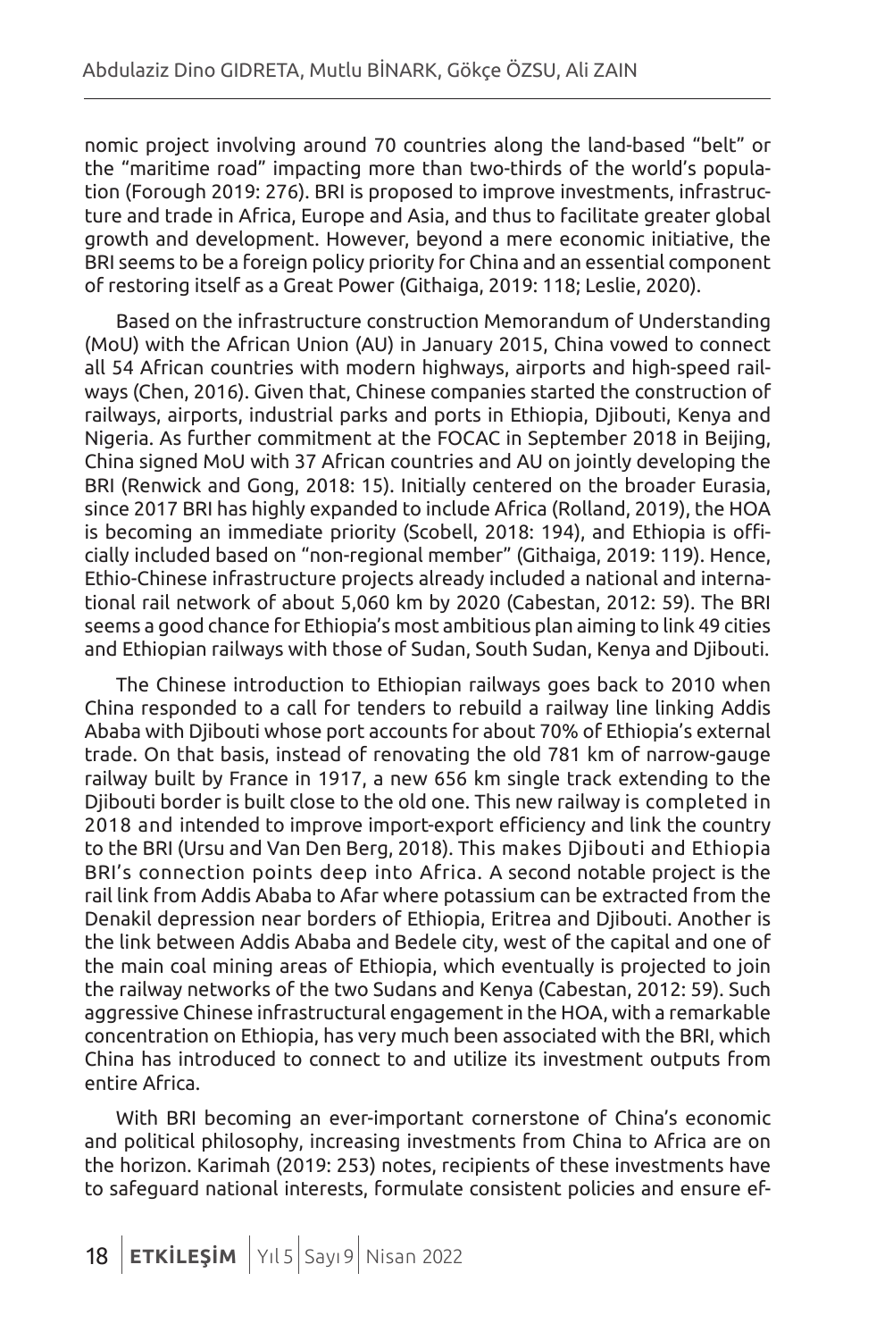nomic project involving around 70 countries along the land-based "belt" or the "maritime road" impacting more than two-thirds of the world's population (Forough 2019: 276). BRI is proposed to improve investments, infrastructure and trade in Africa, Europe and Asia, and thus to facilitate greater global growth and development. However, beyond a mere economic initiative, the BRI seems to be a foreign policy priority for China and an essential component of restoring itself as a Great Power (Githaiga, 2019: 118; Leslie, 2020).

Based on the infrastructure construction Memorandum of Understanding (MoU) with the African Union (AU) in January 2015, China vowed to connect all 54 African countries with modern highways, airports and high-speed railways (Chen, 2016). Given that, Chinese companies started the construction of railways, airports, industrial parks and ports in Ethiopia, Djibouti, Kenya and Nigeria. As further commitment at the FOCAC in September 2018 in Beijing, China signed MoU with 37 African countries and AU on jointly developing the BRI (Renwick and Gong, 2018: 15). Initially centered on the broader Eurasia, since 2017 BRI has highly expanded to include Africa (Rolland, 2019), the HOA is becoming an immediate priority (Scobell, 2018: 194), and Ethiopia is officially included based on "non-regional member" (Githaiga, 2019: 119). Hence, Ethio-Chinese infrastructure projects already included a national and international rail network of about 5,060 km by 2020 (Cabestan, 2012: 59). The BRI seems a good chance for Ethiopia's most ambitious plan aiming to link 49 cities and Ethiopian railways with those of Sudan, South Sudan, Kenya and Djibouti.

The Chinese introduction to Ethiopian railways goes back to 2010 when China responded to a call for tenders to rebuild a railway line linking Addis Ababa with Djibouti whose port accounts for about 70% of Ethiopia's external trade. On that basis, instead of renovating the old 781 km of narrow-gauge railway built by France in 1917, a new 656 km single track extending to the Djibouti border is built close to the old one. This new railway is completed in 2018 and intended to improve import-export efficiency and link the country to the BRI (Ursu and Van Den Berg, 2018). This makes Djibouti and Ethiopia BRI's connection points deep into Africa. A second notable project is the rail link from Addis Ababa to Afar where potassium can be extracted from the Denakil depression near borders of Ethiopia, Eritrea and Djibouti. Another is the link between Addis Ababa and Bedele city, west of the capital and one of the main coal mining areas of Ethiopia, which eventually is projected to join the railway networks of the two Sudans and Kenya (Cabestan, 2012: 59). Such aggressive Chinese infrastructural engagement in the HOA, with a remarkable concentration on Ethiopia, has very much been associated with the BRI, which China has introduced to connect to and utilize its investment outputs from entire Africa.

With BRI becoming an ever-important cornerstone of China's economic and political philosophy, increasing investments from China to Africa are on the horizon. Karimah (2019: 253) notes, recipients of these investments have to safeguard national interests, formulate consistent policies and ensure ef-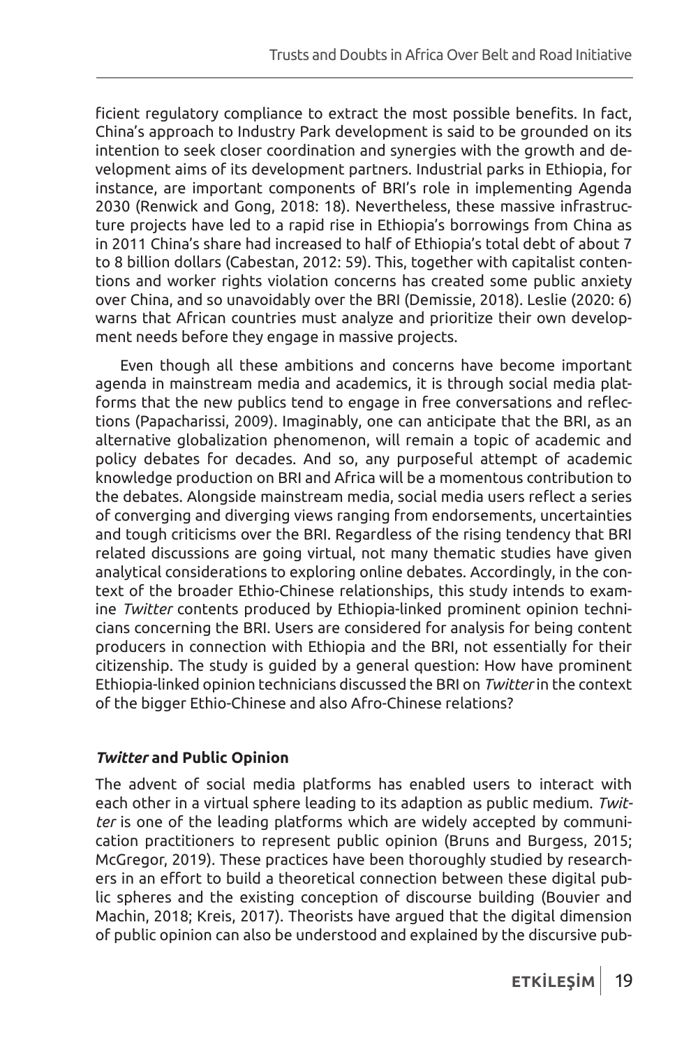ficient regulatory compliance to extract the most possible benefits. In fact, China's approach to Industry Park development is said to be grounded on its intention to seek closer coordination and synergies with the growth and development aims of its development partners. Industrial parks in Ethiopia, for instance, are important components of BRI's role in implementing Agenda 2030 (Renwick and Gong, 2018: 18). Nevertheless, these massive infrastructure projects have led to a rapid rise in Ethiopia's borrowings from China as in 2011 China's share had increased to half of Ethiopia's total debt of about 7 to 8 billion dollars (Cabestan, 2012: 59). This, together with capitalist contentions and worker rights violation concerns has created some public anxiety over China, and so unavoidably over the BRI (Demissie, 2018). Leslie (2020: 6) warns that African countries must analyze and prioritize their own development needs before they engage in massive projects.

Even though all these ambitions and concerns have become important agenda in mainstream media and academics, it is through social media platforms that the new publics tend to engage in free conversations and reflections (Papacharissi, 2009). Imaginably, one can anticipate that the BRI, as an alternative globalization phenomenon, will remain a topic of academic and policy debates for decades. And so, any purposeful attempt of academic knowledge production on BRI and Africa will be a momentous contribution to the debates. Alongside mainstream media, social media users reflect a series of converging and diverging views ranging from endorsements, uncertainties and tough criticisms over the BRI. Regardless of the rising tendency that BRI related discussions are going virtual, not many thematic studies have given analytical considerations to exploring online debates. Accordingly, in the context of the broader Ethio-Chinese relationships, this study intends to examine *Twitter* contents produced by Ethiopia-linked prominent opinion technicians concerning the BRI. Users are considered for analysis for being content producers in connection with Ethiopia and the BRI, not essentially for their citizenship. The study is guided by a general question: How have prominent Ethiopia-linked opinion technicians discussed the BRI on *Twitter* in the context of the bigger Ethio-Chinese and also Afro-Chinese relations?

### *Twitter* and Public Opinion

The advent of social media platforms has enabled users to interact with each other in a virtual sphere leading to its adaption as public medium. *Twitter* is one of the leading platforms which are widely accepted by communication practitioners to represent public opinion (Bruns and Burgess, 2015; McGregor, 2019). These practices have been thoroughly studied by researchers in an effort to build a theoretical connection between these digital public spheres and the existing conception of discourse building (Bouvier and Machin, 2018; Kreis, 2017). Theorists have argued that the digital dimension of public opinion can also be understood and explained by the discursive pub-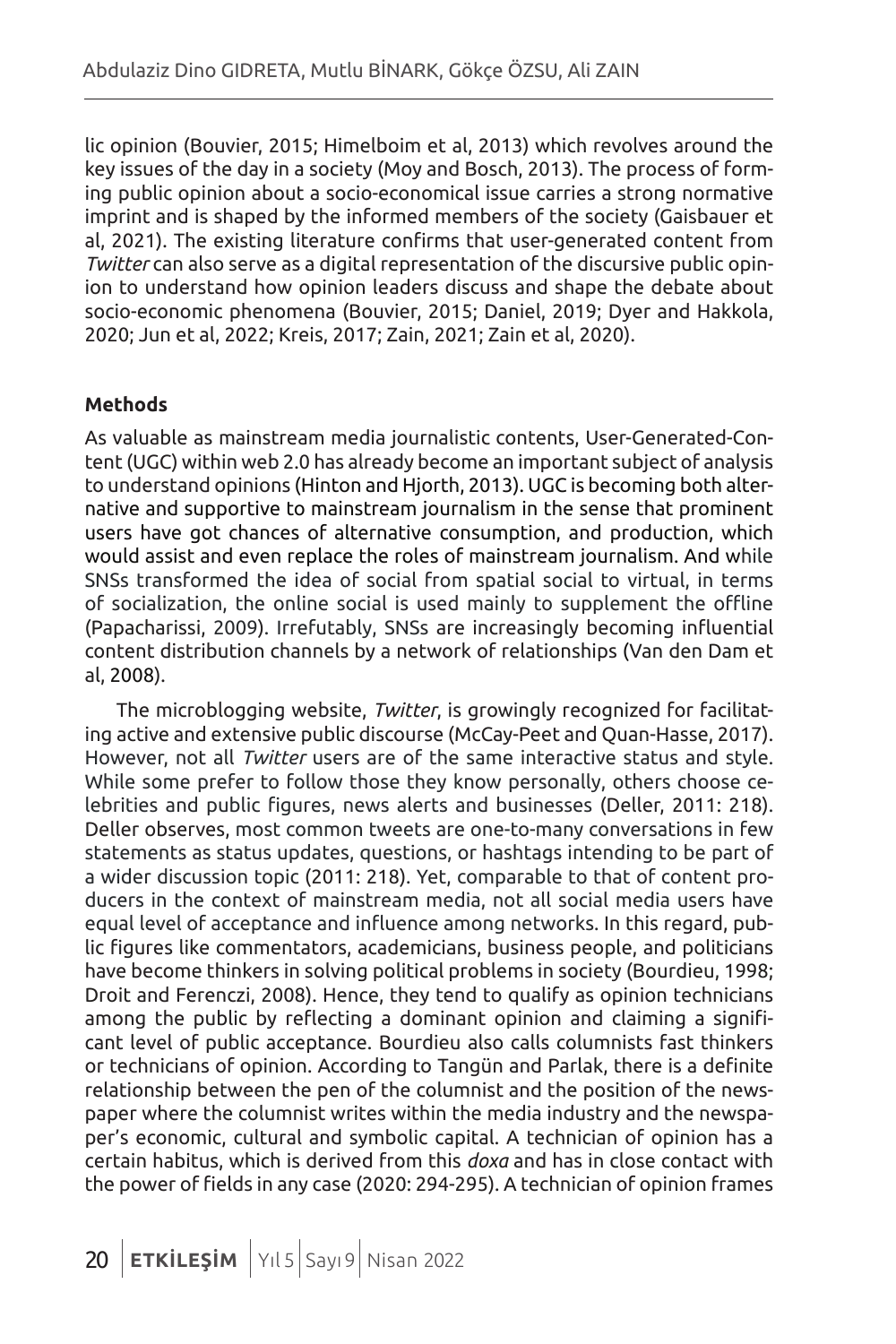lic opinion (Bouvier, 2015; Himelboim et al, 2013) which revolves around the key issues of the day in a society (Moy and Bosch, 2013). The process of forming public opinion about a socio-economical issue carries a strong normative imprint and is shaped by the informed members of the society (Gaisbauer et al, 2021). The existing literature confirms that user-generated content from *Twitter* can also serve as a digital representation of the discursive public opinion to understand how opinion leaders discuss and shape the debate about socio-economic phenomena (Bouvier, 2015; Daniel, 2019; Dyer and Hakkola, 2020; Jun et al, 2022; Kreis, 2017; Zain, 2021; Zain et al, 2020).

**Methods**

As valuable as mainstream media journalistic contents, User-Generated-Content (UGC) within web 2.0 has already become an important subject of analysis to understand opinions (Hinton and Hjorth, 2013). UGC is becoming both alternative and supportive to mainstream journalism in the sense that prominent users have got chances of alternative consumption, and production, which would assist and even replace the roles of mainstream journalism. And while SNSs transformed the idea of social from spatial social to virtual, in terms of socialization, the online social is used mainly to supplement the offline (Papacharissi, 2009). Irrefutably, SNSs are increasingly becoming influential content distribution channels by a network of relationships (Van den Dam et al, 2008).

The microblogging website, *Twitter*, is growingly recognized for facilitating active and extensive public discourse (McCay-Peet and Quan-Hasse, 2017). However, not all *Twitter* users are of the same interactive status and style. While some prefer to follow those they know personally, others choose celebrities and public figures, news alerts and businesses (Deller, 2011: 218). Deller observes, most common tweets are one-to-many conversations in few statements as status updates, questions, or hashtags intending to be part of a wider discussion topic (2011: 218). Yet, comparable to that of content producers in the context of mainstream media, not all social media users have equal level of acceptance and influence among networks. In this regard, public figures like commentators, academicians, business people, and politicians have become thinkers in solving political problems in society (Bourdieu, 1998; Droit and Ferenczi, 2008). Hence, they tend to qualify as opinion technicians among the public by reflecting a dominant opinion and claiming a significant level of public acceptance. Bourdieu also calls columnists fast thinkers or technicians of opinion. According to Tangün and Parlak, there is a definite relationship between the pen of the columnist and the position of the newspaper where the columnist writes within the media industry and the newspaper's economic, cultural and symbolic capital. A technician of opinion has a certain habitus, which is derived from this *doxa* and has in close contact with the power of fields in any case (2020: 294-295). A technician of opinion frames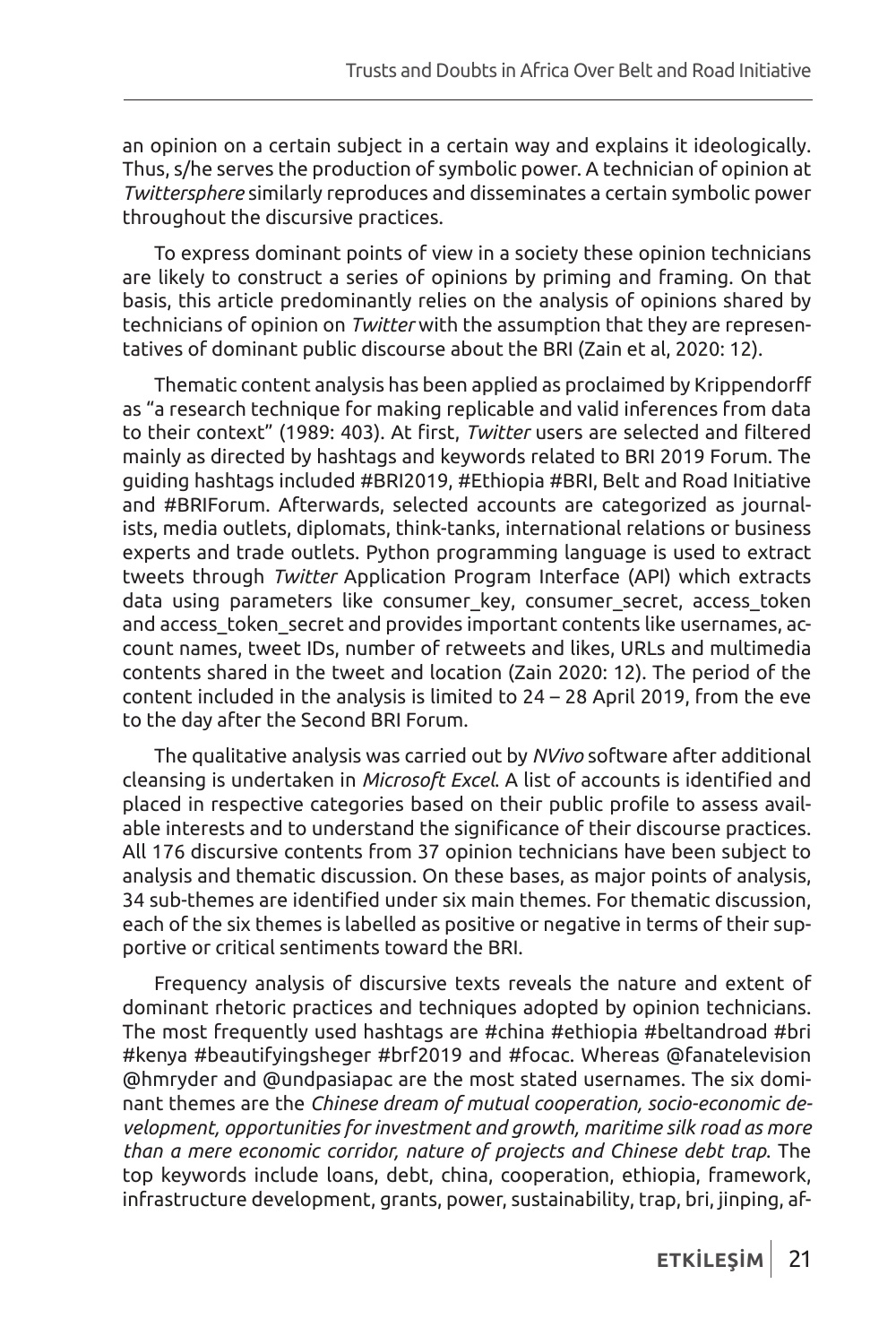an opinion on a certain subject in a certain way and explains it ideologically. Thus, s/he serves the production of symbolic power. A technician of opinion at *Twittersphere* similarly reproduces and disseminates a certain symbolic power throughout the discursive practices.

To express dominant points of view in a society these opinion technicians are likely to construct a series of opinions by priming and framing. On that basis, this article predominantly relies on the analysis of opinions shared by technicians of opinion on *Twitter* with the assumption that they are representatives of dominant public discourse about the BRI (Zain et al, 2020: 12).

Thematic content analysis has been applied as proclaimed by Krippendorff as "a research technique for making replicable and valid inferences from data to their context" (1989: 403). At first, *Twitter* users are selected and filtered mainly as directed by hashtags and keywords related to BRI 2019 Forum. The guiding hashtags included #BRI2019, #Ethiopia #BRI, Belt and Road Initiative and #BRIForum. Afterwards, selected accounts are categorized as journalists, media outlets, diplomats, think-tanks, international relations or business experts and trade outlets. Python programming language is used to extract tweets through *Twitter* Application Program Interface (API) which extracts data using parameters like consumer_key, consumer_secret, access_token and access_token_secret and provides important contents like usernames, account names, tweet IDs, number of retweets and likes, URLs and multimedia contents shared in the tweet and location (Zain 2020: 12). The period of the content included in the analysis is limited to 24 – 28 April 2019, from the eve to the day after the Second BRI Forum.

The qualitative analysis was carried out by *NVivo* software after additional cleansing is undertaken in *Microsoft Excel*. A list of accounts is identified and placed in respective categories based on their public profile to assess available interests and to understand the significance of their discourse practices. All 176 discursive contents from 37 opinion technicians have been subject to analysis and thematic discussion. On these bases, as major points of analysis, 34 sub-themes are identified under six main themes. For thematic discussion, each of the six themes is labelled as positive or negative in terms of their supportive or critical sentiments toward the BRI.

Frequency analysis of discursive texts reveals the nature and extent of dominant rhetoric practices and techniques adopted by opinion technicians. The most frequently used hashtags are #china #ethiopia #beltandroad #bri #kenya #beautifyingsheger #brf2019 and #focac. Whereas @fanatelevision @hmryder and @undpasiapac are the most stated usernames. The six dominant themes are the *Chinese dream of mutual cooperation, socio-economic development, opportunities for investment and growth, maritime silk road as more than a mere economic corridor, nature of projects and Chinese debt trap*. The top keywords include loans, debt, china, cooperation, ethiopia, framework, infrastructure development, grants, power, sustainability, trap, bri, jinping, af-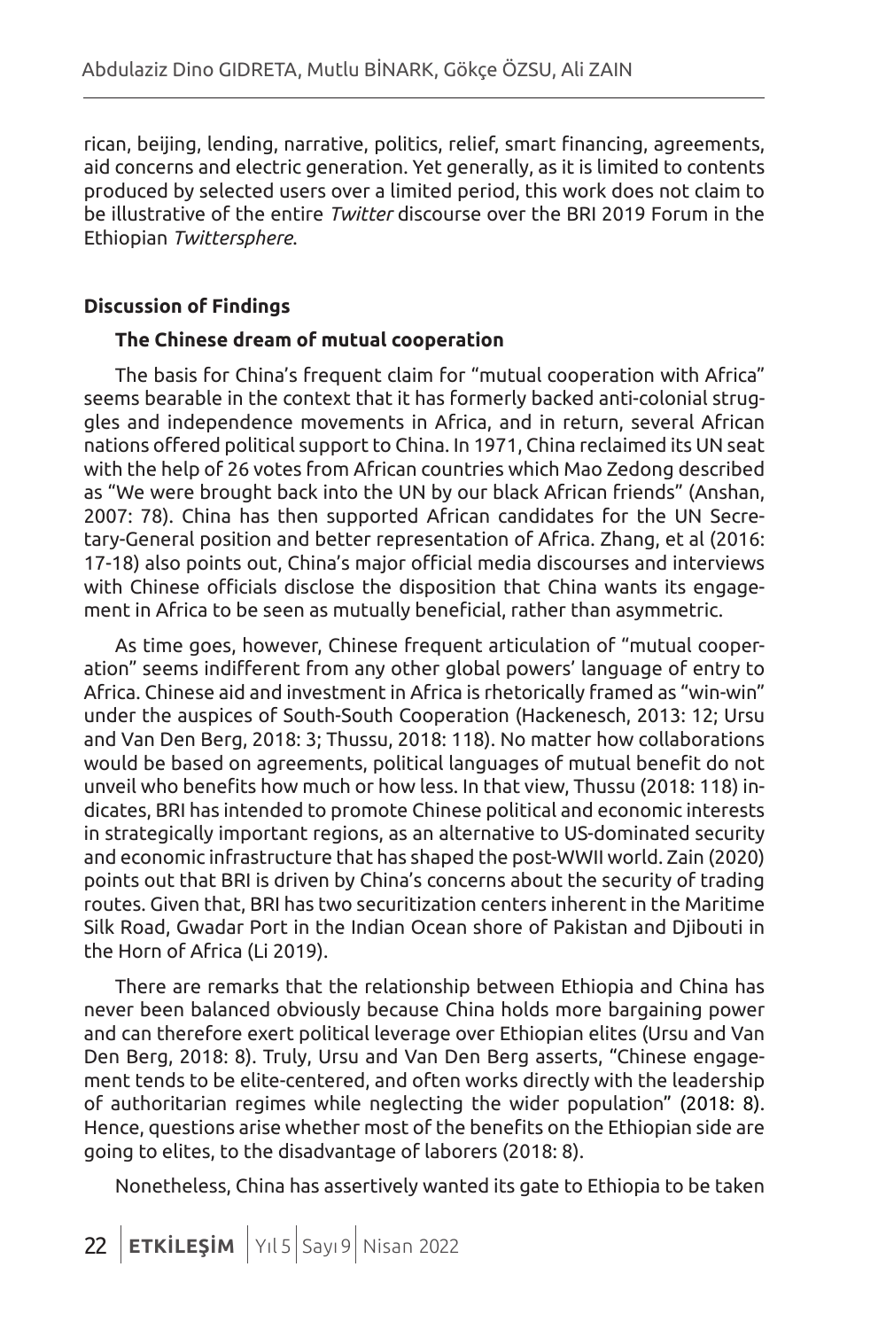rican, beijing, lending, narrative, politics, relief, smart financing, agreements, aid concerns and electric generation. Yet generally, as it is limited to contents produced by selected users over a limited period, this work does not claim to be illustrative of the entire *Twitter* discourse over the BRI 2019 Forum in the Ethiopian *Twittersphere*.

## Discussion of Findings

### The Chinese dream of mutual cooperation

The basis for China's frequent claim for "mutual cooperation with Africa" seems bearable in the context that it has formerly backed anti-colonial struggles and independence movements in Africa, and in return, several African nations offered political support to China. In 1971, China reclaimed its UN seat with the help of 26 votes from African countries which Mao Zedong described as "We were brought back into the UN by our black African friends" (Anshan, 2007: 78). China has then supported African candidates for the UN Secretary-General position and better representation of Africa. Zhang, et al (2016: 17-18) also points out, China's major official media discourses and interviews with Chinese officials disclose the disposition that China wants its engagement in Africa to be seen as mutually beneficial, rather than asymmetric.

As time goes, however, Chinese frequent articulation of "mutual cooperation" seems indifferent from any other global powers' language of entry to Africa. Chinese aid and investment in Africa is rhetorically framed as "win-win" under the auspices of South-South Cooperation (Hackenesch, 2013: 12; Ursu and Van Den Berg, 2018: 3; Thussu, 2018: 118). No matter how collaborations would be based on agreements, political languages of mutual benefit do not unveil who benefits how much or how less. In that view, Thussu (2018: 118) indicates, BRI has intended to promote Chinese political and economic interests in strategically important regions, as an alternative to US-dominated security and economic infrastructure that has shaped the post-WWII world. Zain (2020) points out that BRI is driven by China's concerns about the security of trading routes. Given that, BRI has two securitization centers inherent in the Maritime Silk Road, Gwadar Port in the Indian Ocean shore of Pakistan and Djibouti in the Horn of Africa (Li 2019).

There are remarks that the relationship between Ethiopia and China has never been balanced obviously because China holds more bargaining power and can therefore exert political leverage over Ethiopian elites (Ursu and Van Den Berg, 2018: 8). Truly, Ursu and Van Den Berg asserts, "Chinese engagement tends to be elite-centered, and often works directly with the leadership of authoritarian regimes while neglecting the wider population" (2018: 8). Hence, questions arise whether most of the benefits on the Ethiopian side are going to elites, to the disadvantage of laborers (2018: 8).

Nonetheless, China has assertively wanted its gate to Ethiopia to be taken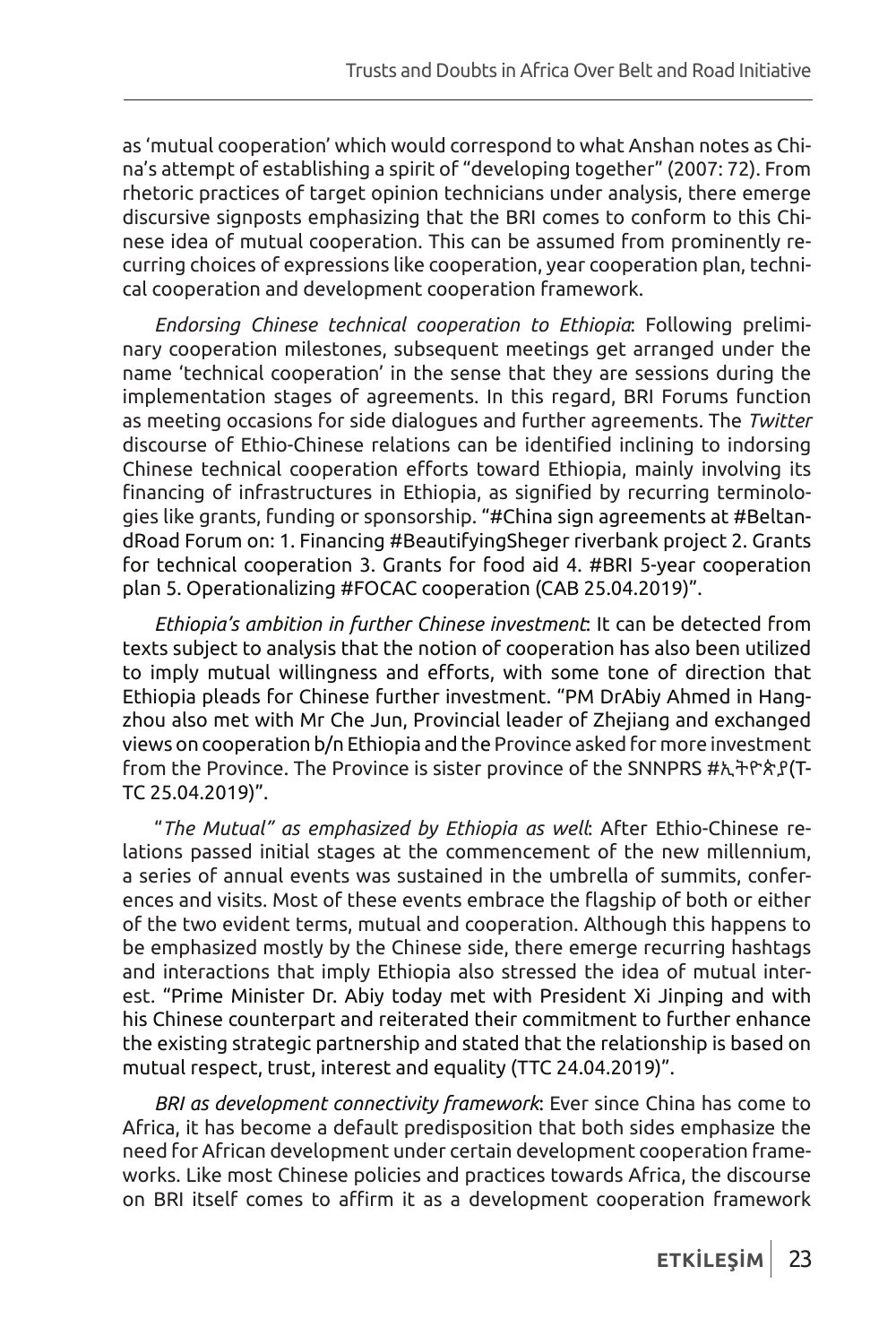as 'mutual cooperation' which would correspond to what Anshan notes as China's attempt of establishing a spirit of "developing together" (2007: 72). From rhetoric practices of target opinion technicians under analysis, there emerge discursive signposts emphasizing that the BRI comes to conform to this Chinese idea of mutual cooperation. This can be assumed from prominently recurring choices of expressions like cooperation, year cooperation plan, technical cooperation and development cooperation framework.

*Endorsing Chinese technical cooperation to Ethiopia*: Following preliminary cooperation milestones, subsequent meetings get arranged under the name 'technical cooperation' in the sense that they are sessions during the implementation stages of agreements. In this regard, BRI Forums function as meeting occasions for side dialogues and further agreements. The *Twitter* discourse of Ethio-Chinese relations can be identified inclining to indorsing Chinese technical cooperation efforts toward Ethiopia, mainly involving its financing of infrastructures in Ethiopia, as signified by recurring terminologies like grants, funding or sponsorship. "#China sign agreements at #BeltandRoad Forum on: 1. Financing #BeautifyingSheger riverbank project 2. Grants for technical cooperation 3. Grants for food aid 4. #BRI 5-year cooperation plan 5. Operationalizing #FOCAC cooperation (CAB 25.04.2019)".

*Ethiopia's ambition in further Chinese investment*: It can be detected from texts subject to analysis that the notion of cooperation has also been utilized to imply mutual willingness and efforts, with some tone of direction that Ethiopia pleads for Chinese further investment. "PM DrAbiy Ahmed in Hangzhou also met with Mr Che Jun, Provincial leader of Zhejiang and exchanged views on cooperation b/n Ethiopia and the Province asked for more investment from the Province. The Province is sister province of the SNNPRS #ኢትዮጵያ(TTC 25.04.2019)".

"*The Mutual" as emphasized by Ethiopia as well*: After Ethio-Chinese relations passed initial stages at the commencement of the new millennium, a series of annual events was sustained in the umbrella of summits, conferences and visits. Most of these events embrace the flagship of both or either of the two evident terms, mutual and cooperation. Although this happens to be emphasized mostly by the Chinese side, there emerge recurring hashtags and interactions that imply Ethiopia also stressed the idea of mutual interest. "Prime Minister Dr. Abiy today met with President Xi Jinping and with his Chinese counterpart and reiterated their commitment to further enhance the existing strategic partnership and stated that the relationship is based on mutual respect, trust, interest and equality (TTC 24.04.2019)".

*BRI as development connectivity framework*: Ever since China has come to Africa, it has become a default predisposition that both sides emphasize the need for African development under certain development cooperation frameworks. Like most Chinese policies and practices towards Africa, the discourse on BRI itself comes to affirm it as a development cooperation framework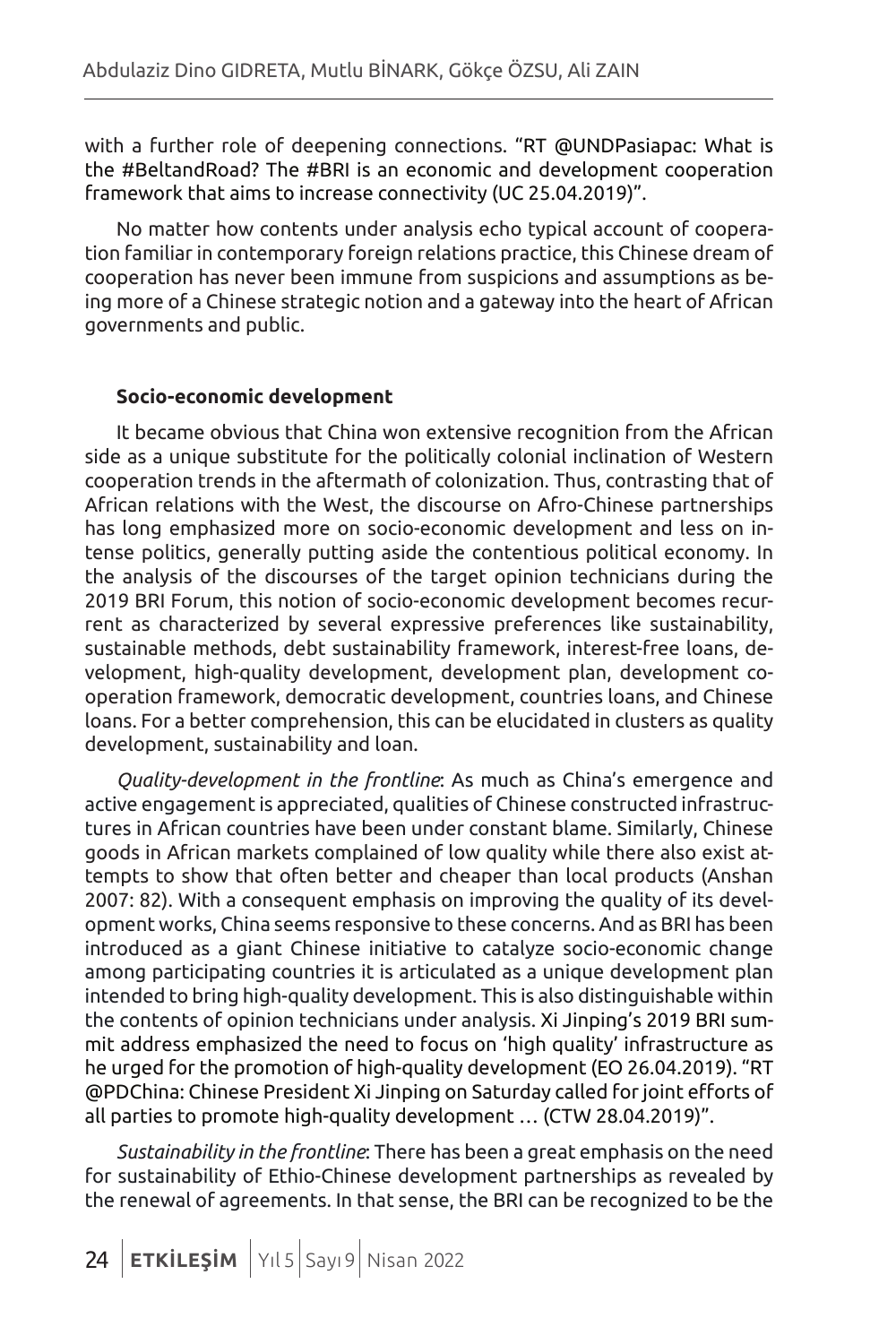with a further role of deepening connections. "RT @UNDPasiapac: What is the #BeltandRoad? The #BRI is an economic and development cooperation framework that aims to increase connectivity (UC 25.04.2019)".

No matter how contents under analysis echo typical account of cooperation familiar in contemporary foreign relations practice, this Chinese dream of cooperation has never been immune from suspicions and assumptions as being more of a Chinese strategic notion and a gateway into the heart of African governments and public.

**Socio-economic development**

It became obvious that China won extensive recognition from the African side as a unique substitute for the politically colonial inclination of Western cooperation trends in the aftermath of colonization. Thus, contrasting that of African relations with the West, the discourse on Afro-Chinese partnerships has long emphasized more on socio-economic development and less on intense politics, generally putting aside the contentious political economy. In the analysis of the discourses of the target opinion technicians during the 2019 BRI Forum, this notion of socio-economic development becomes recurrent as characterized by several expressive preferences like sustainability, sustainable methods, debt sustainability framework, interest-free loans, development, high-quality development, development plan, development cooperation framework, democratic development, countries loans, and Chinese loans. For a better comprehension, this can be elucidated in clusters as quality development, sustainability and loan.

*Quality-development in the frontline*: As much as China's emergence and active engagement is appreciated, qualities of Chinese constructed infrastructures in African countries have been under constant blame. Similarly, Chinese goods in African markets complained of low quality while there also exist attempts to show that often better and cheaper than local products (Anshan 2007: 82). With a consequent emphasis on improving the quality of its development works, China seems responsive to these concerns. And as BRI has been introduced as a giant Chinese initiative to catalyze socio-economic change among participating countries it is articulated as a unique development plan intended to bring high-quality development. This is also distinguishable within the contents of opinion technicians under analysis. Xi Jinping's 2019 BRI summit address emphasized the need to focus on 'high quality' infrastructure as he urged for the promotion of high-quality development (EO 26.04.2019). "RT @PDChina: Chinese President Xi Jinping on Saturday called for joint efforts of all parties to promote high-quality development … (CTW 28.04.2019)".

*Sustainability in the frontline*: There has been a great emphasis on the need for sustainability of Ethio-Chinese development partnerships as revealed by the renewal of agreements. In that sense, the BRI can be recognized to be the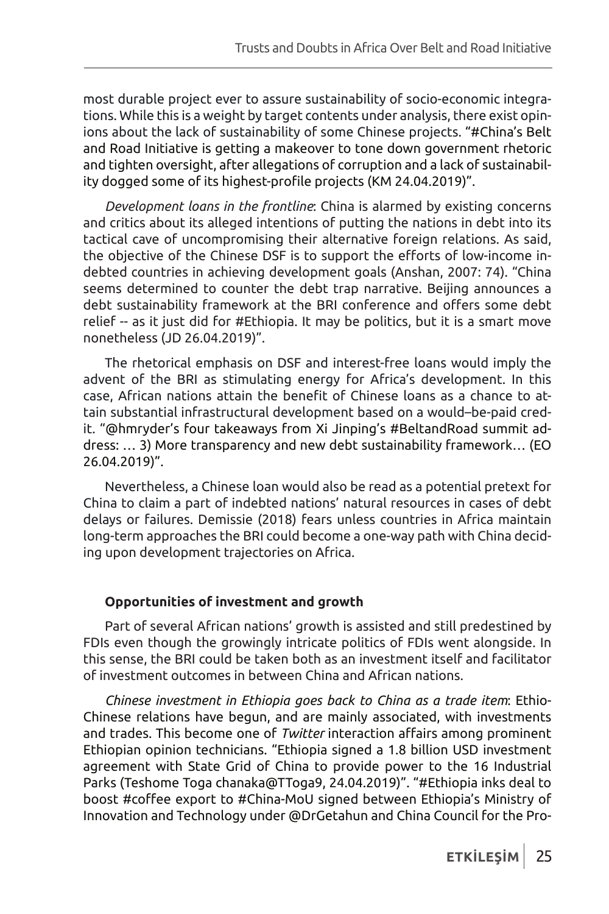most durable project ever to assure sustainability of socio-economic integrations. While this is a weight by target contents under analysis, there exist opinions about the lack of sustainability of some Chinese projects. "#China's Belt and Road Initiative is getting a makeover to tone down government rhetoric and tighten oversight, after allegations of corruption and a lack of sustainability dogged some of its highest-profile projects (KM 24.04.2019)".

*Development loans in the frontline*: China is alarmed by existing concerns and critics about its alleged intentions of putting the nations in debt into its tactical cave of uncompromising their alternative foreign relations. As said, the objective of the Chinese DSF is to support the efforts of low-income indebted countries in achieving development goals (Anshan, 2007: 74). "China seems determined to counter the debt trap narrative. Beijing announces a debt sustainability framework at the BRI conference and offers some debt relief -- as it just did for #Ethiopia. It may be politics, but it is a smart move nonetheless (JD 26.04.2019)".

The rhetorical emphasis on DSF and interest-free loans would imply the advent of the BRI as stimulating energy for Africa's development. In this case, African nations attain the benefit of Chinese loans as a chance to attain substantial infrastructural development based on a would–be-paid credit. "@hmryder's four takeaways from Xi Jinping's #BeltandRoad summit address: … 3) More transparency and new debt sustainability framework… (EO 26.04.2019)".

Nevertheless, a Chinese loan would also be read as a potential pretext for China to claim a part of indebted nations' natural resources in cases of debt delays or failures. Demissie (2018) fears unless countries in Africa maintain long-term approaches the BRI could become a one-way path with China deciding upon development trajectories on Africa.

**Opportunities of investment and growth**

Part of several African nations' growth is assisted and still predestined by FDIs even though the growingly intricate politics of FDIs went alongside. In this sense, the BRI could be taken both as an investment itself and facilitator of investment outcomes in between China and African nations.

*Chinese investment in Ethiopia goes back to China as a trade item*: Ethio-Chinese relations have begun, and are mainly associated, with investments and trades. This become one of *Twitter* interaction affairs among prominent Ethiopian opinion technicians. "Ethiopia signed a 1.8 billion USD investment agreement with State Grid of China to provide power to the 16 Industrial Parks (Teshome Toga chanaka@TToga9, 24.04.2019)". "#Ethiopia inks deal to boost #coffee export to #China-MoU signed between Ethiopia's Ministry of Innovation and Technology under @DrGetahun and China Council for the Pro-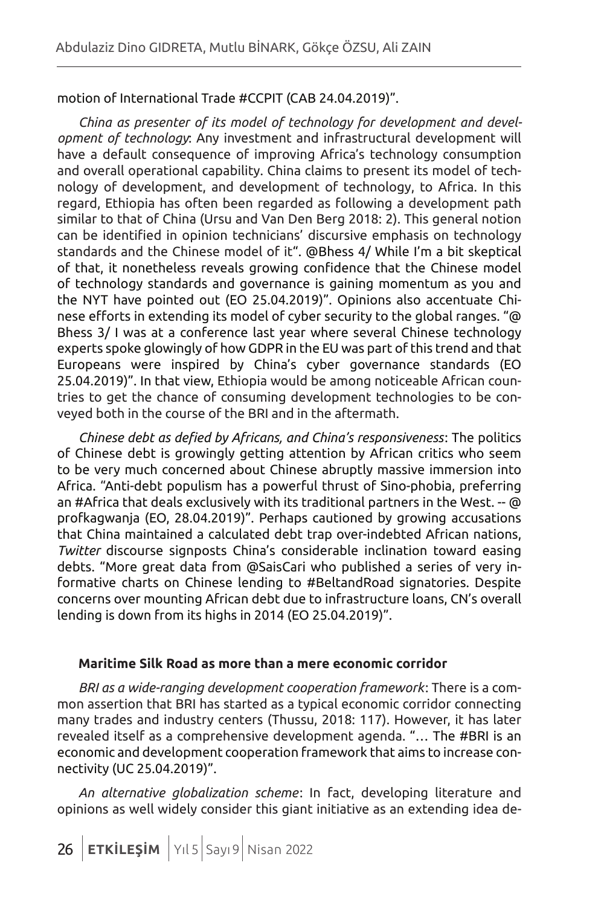motion of International Trade #CCPIT (CAB 24.04.2019)".

*China as presenter of its model of technology for development and development of technology*: Any investment and infrastructural development will have a default consequence of improving Africa's technology consumption and overall operational capability. China claims to present its model of technology of development, and development of technology, to Africa. In this regard, Ethiopia has often been regarded as following a development path similar to that of China (Ursu and Van Den Berg 2018: 2). This general notion can be identified in opinion technicians' discursive emphasis on technology standards and the Chinese model of it". @Bhess 4/ While I'm a bit skeptical of that, it nonetheless reveals growing confidence that the Chinese model of technology standards and governance is gaining momentum as you and the NYT have pointed out (EO 25.04.2019)". Opinions also accentuate Chinese efforts in extending its model of cyber security to the global ranges. "@ Bhess 3/ I was at a conference last year where several Chinese technology experts spoke glowingly of how GDPR in the EU was part of this trend and that Europeans were inspired by China's cyber governance standards (EO 25.04.2019)". In that view, Ethiopia would be among noticeable African countries to get the chance of consuming development technologies to be conveyed both in the course of the BRI and in the aftermath.

*Chinese debt as defied by Africans, and China's responsiveness*: The politics of Chinese debt is growingly getting attention by African critics who seem to be very much concerned about Chinese abruptly massive immersion into Africa. "Anti-debt populism has a powerful thrust of Sino-phobia, preferring an #Africa that deals exclusively with its traditional partners in the West. -- @ profkagwanja (EO, 28.04.2019)". Perhaps cautioned by growing accusations that China maintained a calculated debt trap over-indebted African nations, *Twitter* discourse signposts China's considerable inclination toward easing debts. "More great data from @SaisCari who published a series of very informative charts on Chinese lending to #BeltandRoad signatories. Despite concerns over mounting African debt due to infrastructure loans, CN's overall lending is down from its highs in 2014 (EO 25.04.2019)".

**Maritime Silk Road as more than a mere economic corridor**

*BRI as a wide-ranging development cooperation framework*: There is a common assertion that BRI has started as a typical economic corridor connecting many trades and industry centers (Thussu, 2018: 117). However, it has later revealed itself as a comprehensive development agenda. "… The #BRI is an economic and development cooperation framework that aims to increase connectivity (UC 25.04.2019)".

*An alternative globalization scheme*: In fact, developing literature and opinions as well widely consider this giant initiative as an extending idea de-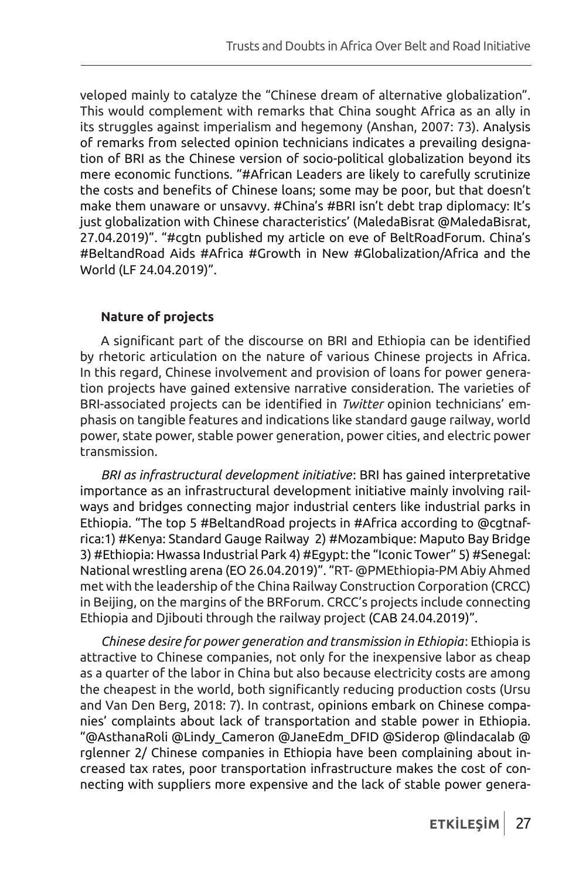veloped mainly to catalyze the "Chinese dream of alternative globalization". This would complement with remarks that China sought Africa as an ally in its struggles against imperialism and hegemony (Anshan, 2007: 73). Analysis of remarks from selected opinion technicians indicates a prevailing designation of BRI as the Chinese version of socio-political globalization beyond its mere economic functions. "#African Leaders are likely to carefully scrutinize the costs and benefits of Chinese loans; some may be poor, but that doesn't make them unaware or unsavvy. #China's #BRI isn't debt trap diplomacy: It's just globalization with Chinese characteristics' (MaledaBisrat @MaledaBisrat, 27.04.2019)". "#cgtn published my article on eve of BeltRoadForum. China's #BeltandRoad Aids #Africa #Growth in New #Globalization/Africa and the World (LF 24.04.2019)".

**Nature of projects**

A significant part of the discourse on BRI and Ethiopia can be identified by rhetoric articulation on the nature of various Chinese projects in Africa. In this regard, Chinese involvement and provision of loans for power generation projects have gained extensive narrative consideration. The varieties of BRI-associated projects can be identified in *Twitter* opinion technicians' emphasis on tangible features and indications like standard gauge railway, world power, state power, stable power generation, power cities, and electric power transmission.

*BRI as infrastructural development initiative*: BRI has gained interpretative importance as an infrastructural development initiative mainly involving railways and bridges connecting major industrial centers like industrial parks in Ethiopia. "The top 5 #BeltandRoad projects in #Africa according to @cgtnafrica:1) #Kenya: Standard Gauge Railway 2) #Mozambique: Maputo Bay Bridge 3) #Ethiopia: Hwassa Industrial Park 4) #Egypt: the "Iconic Tower" 5) #Senegal: National wrestling arena (EO 26.04.2019)". "RT- @PMEthiopia-PM Abiy Ahmed met with the leadership of the China Railway Construction Corporation (CRCC) in Beijing, on the margins of the BRForum. CRCC's projects include connecting Ethiopia and Djibouti through the railway project (CAB 24.04.2019)".

*Chinese desire for power generation and transmission in Ethiopia*: Ethiopia is attractive to Chinese companies, not only for the inexpensive labor as cheap as a quarter of the labor in China but also because electricity costs are among the cheapest in the world, both significantly reducing production costs (Ursu and Van Den Berg, 2018: 7). In contrast, opinions embark on Chinese companies' complaints about lack of transportation and stable power in Ethiopia. "@AsthanaRoli @Lindy_Cameron @JaneEdm_DFID @Siderop @lindacalab @rglenner 2/ Chinese companies in Ethiopia have been complaining about increased tax rates, poor transportation infrastructure makes the cost of connecting with suppliers more expensive and the lack of stable power genera-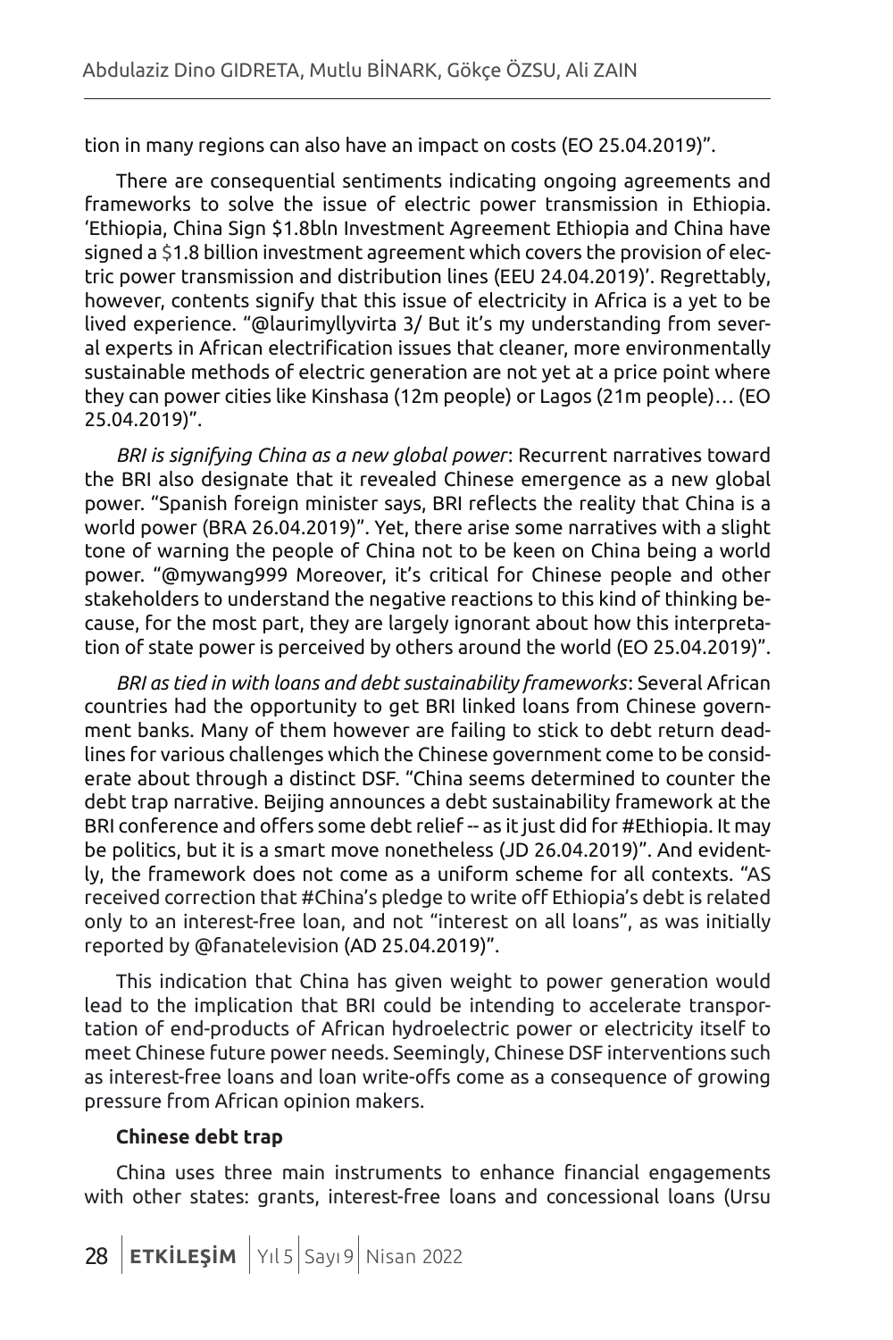tion in many regions can also have an impact on costs (EO 25.04.2019)".

There are consequential sentiments indicating ongoing agreements and frameworks to solve the issue of electric power transmission in Ethiopia. 'Ethiopia, China Sign $1.8bln Investment Agreement Ethiopia and China have signed a $1.8 billion investment agreement which covers the provision of electric power transmission and distribution lines (EEU 24.04.2019)'. Regrettably, however, contents signify that this issue of electricity in Africa is a yet to be lived experience. "@laurimyllyvirta 3/ But it's my understanding from several experts in African electrification issues that cleaner, more environmentally sustainable methods of electric generation are not yet at a price point where they can power cities like Kinshasa (12m people) or Lagos (21m people)… (EO 25.04.2019)".

*BRI is signifying China as a new global power*: Recurrent narratives toward the BRI also designate that it revealed Chinese emergence as a new global power. "Spanish foreign minister says, BRI reflects the reality that China is a world power (BRA 26.04.2019)". Yet, there arise some narratives with a slight tone of warning the people of China not to be keen on China being a world power. "@mywang999 Moreover, it's critical for Chinese people and other stakeholders to understand the negative reactions to this kind of thinking because, for the most part, they are largely ignorant about how this interpretation of state power is perceived by others around the world (EO 25.04.2019)".

*BRI as tied in with loans and debt sustainability frameworks*: Several African countries had the opportunity to get BRI linked loans from Chinese government banks. Many of them however are failing to stick to debt return deadlines for various challenges which the Chinese government come to be considerate about through a distinct DSF. "China seems determined to counter the debt trap narrative. Beijing announces a debt sustainability framework at the BRI conference and offers some debt relief -- as it just did for #Ethiopia. It may be politics, but it is a smart move nonetheless (JD 26.04.2019)". And evidently, the framework does not come as a uniform scheme for all contexts. "AS received correction that #China's pledge to write off Ethiopia's debt is related only to an interest-free loan, and not "interest on all loans", as was initially reported by @fanatelevision (AD 25.04.2019)".

This indication that China has given weight to power generation would lead to the implication that BRI could be intending to accelerate transportation of end-products of African hydroelectric power or electricity itself to meet Chinese future power needs. Seemingly, Chinese DSF interventions such as interest-free loans and loan write-offs come as a consequence of growing pressure from African opinion makers.

**Chinese debt trap**

China uses three main instruments to enhance financial engagements with other states: grants, interest-free loans and concessional loans (Ursu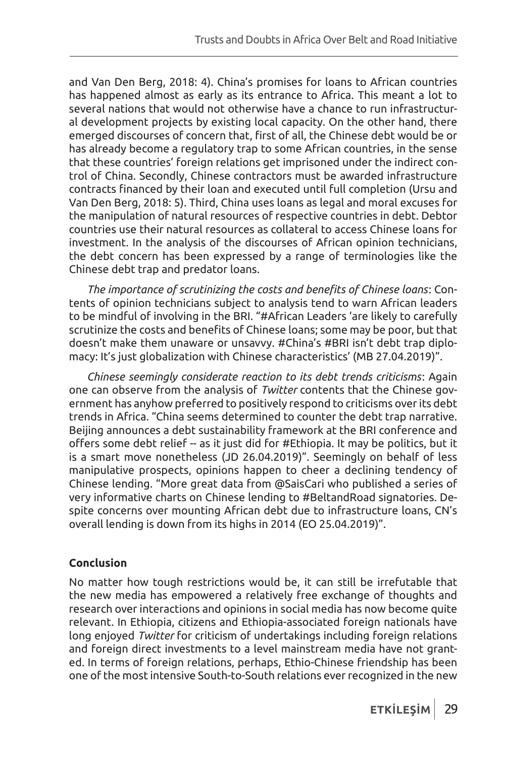and Van Den Berg, 2018: 4). China's promises for loans to African countries has happened almost as early as its entrance to Africa. This meant a lot to several nations that would not otherwise have a chance to run infrastructural development projects by existing local capacity. On the other hand, there emerged discourses of concern that, first of all, the Chinese debt would be or has already become a regulatory trap to some African countries, in the sense that these countries' foreign relations get imprisoned under the indirect control of China. Secondly, Chinese contractors must be awarded infrastructure contracts financed by their loan and executed until full completion (Ursu and Van Den Berg, 2018: 5). Third, China uses loans as legal and moral excuses for the manipulation of natural resources of respective countries in debt. Debtor countries use their natural resources as collateral to access Chinese loans for investment. In the analysis of the discourses of African opinion technicians, the debt concern has been expressed by a range of terminologies like the Chinese debt trap and predator loans.

*The importance of scrutinizing the costs and benefits of Chinese loans*: Contents of opinion technicians subject to analysis tend to warn African leaders to be mindful of involving in the BRI. "#African Leaders 'are likely to carefully scrutinize the costs and benefits of Chinese loans; some may be poor, but that doesn't make them unaware or unsavvy. #China's #BRI isn't debt trap diplomacy: It's just globalization with Chinese characteristics' (MB 27.04.2019)".

*Chinese seemingly considerate reaction to its debt trends criticisms*: Again one can observe from the analysis of *Twitter* contents that the Chinese government has anyhow preferred to positively respond to criticisms over its debt trends in Africa. "China seems determined to counter the debt trap narrative. Beijing announces a debt sustainability framework at the BRI conference and offers some debt relief -- as it just did for #Ethiopia. It may be politics, but it is a smart move nonetheless (JD 26.04.2019)". Seemingly on behalf of less manipulative prospects, opinions happen to cheer a declining tendency of Chinese lending. "More great data from @SaisCari who published a series of very informative charts on Chinese lending to #BeltandRoad signatories. Despite concerns over mounting African debt due to infrastructure loans, CN's overall lending is down from its highs in 2014 (EO 25.04.2019)".

## Conclusion

No matter how tough restrictions would be, it can still be irrefutable that the new media has empowered a relatively free exchange of thoughts and research over interactions and opinions in social media has now become quite relevant. In Ethiopia, citizens and Ethiopia-associated foreign nationals have long enjoyed *Twitter* for criticism of undertakings including foreign relations and foreign direct investments to a level mainstream media have not granted. In terms of foreign relations, perhaps, Ethio-Chinese friendship has been one of the most intensive South-to-South relations ever recognized in the new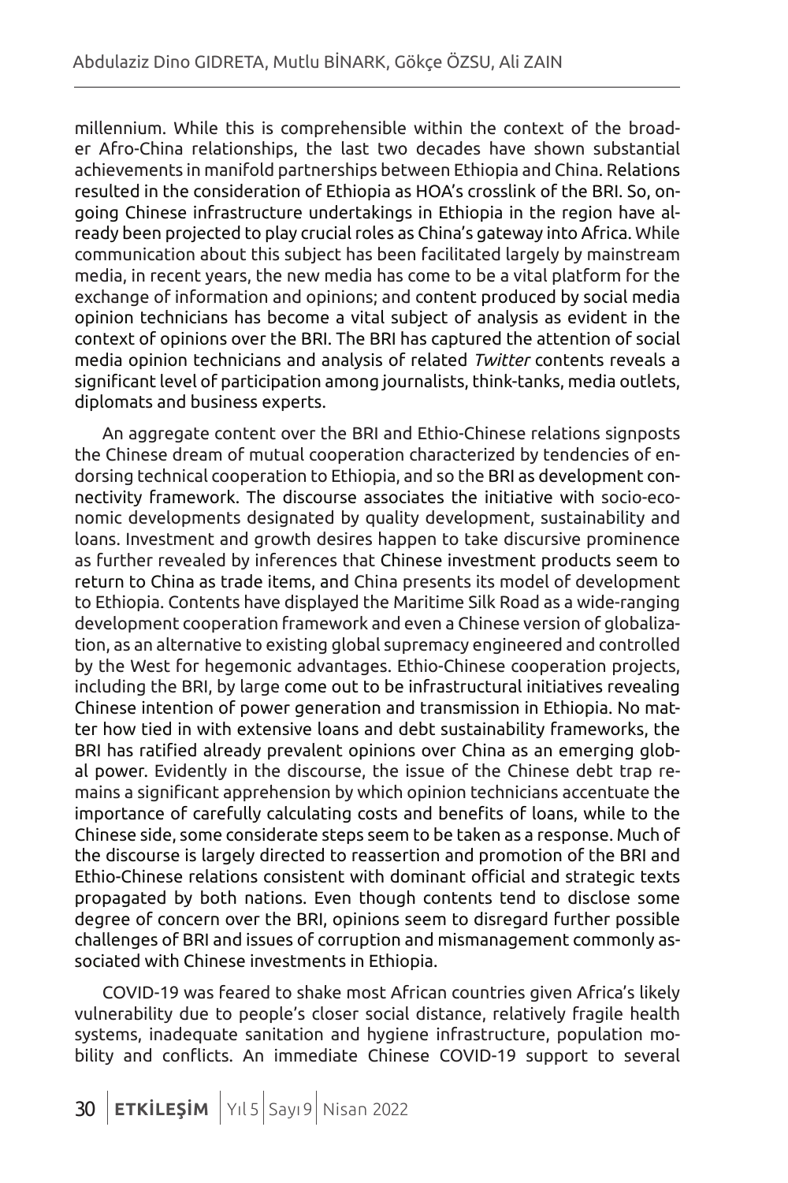millennium. While this is comprehensible within the context of the broader Afro-China relationships, the last two decades have shown substantial achievements in manifold partnerships between Ethiopia and China. Relations resulted in the consideration of Ethiopia as HOA's crosslink of the BRI. So, ongoing Chinese infrastructure undertakings in Ethiopia in the region have already been projected to play crucial roles as China's gateway into Africa. While communication about this subject has been facilitated largely by mainstream media, in recent years, the new media has come to be a vital platform for the exchange of information and opinions; and content produced by social media opinion technicians has become a vital subject of analysis as evident in the context of opinions over the BRI. The BRI has captured the attention of social media opinion technicians and analysis of related *Twitter* contents reveals a significant level of participation among journalists, think-tanks, media outlets, diplomats and business experts.

An aggregate content over the BRI and Ethio-Chinese relations signposts the Chinese dream of mutual cooperation characterized by tendencies of endorsing technical cooperation to Ethiopia, and so the BRI as development connectivity framework. The discourse associates the initiative with socio-economic developments designated by quality development, sustainability and loans. Investment and growth desires happen to take discursive prominence as further revealed by inferences that Chinese investment products seem to return to China as trade items, and China presents its model of development to Ethiopia. Contents have displayed the Maritime Silk Road as a wide-ranging development cooperation framework and even a Chinese version of globalization, as an alternative to existing global supremacy engineered and controlled by the West for hegemonic advantages. Ethio-Chinese cooperation projects, including the BRI, by large come out to be infrastructural initiatives revealing Chinese intention of power generation and transmission in Ethiopia. No matter how tied in with extensive loans and debt sustainability frameworks, the BRI has ratified already prevalent opinions over China as an emerging global power. Evidently in the discourse, the issue of the Chinese debt trap remains a significant apprehension by which opinion technicians accentuate the importance of carefully calculating costs and benefits of loans, while to the Chinese side, some considerate steps seem to be taken as a response. Much of the discourse is largely directed to reassertion and promotion of the BRI and Ethio-Chinese relations consistent with dominant official and strategic texts propagated by both nations. Even though contents tend to disclose some degree of concern over the BRI, opinions seem to disregard further possible challenges of BRI and issues of corruption and mismanagement commonly associated with Chinese investments in Ethiopia.

COVID-19 was feared to shake most African countries given Africa's likely vulnerability due to people's closer social distance, relatively fragile health systems, inadequate sanitation and hygiene infrastructure, population mobility and conflicts. An immediate Chinese COVID-19 support to several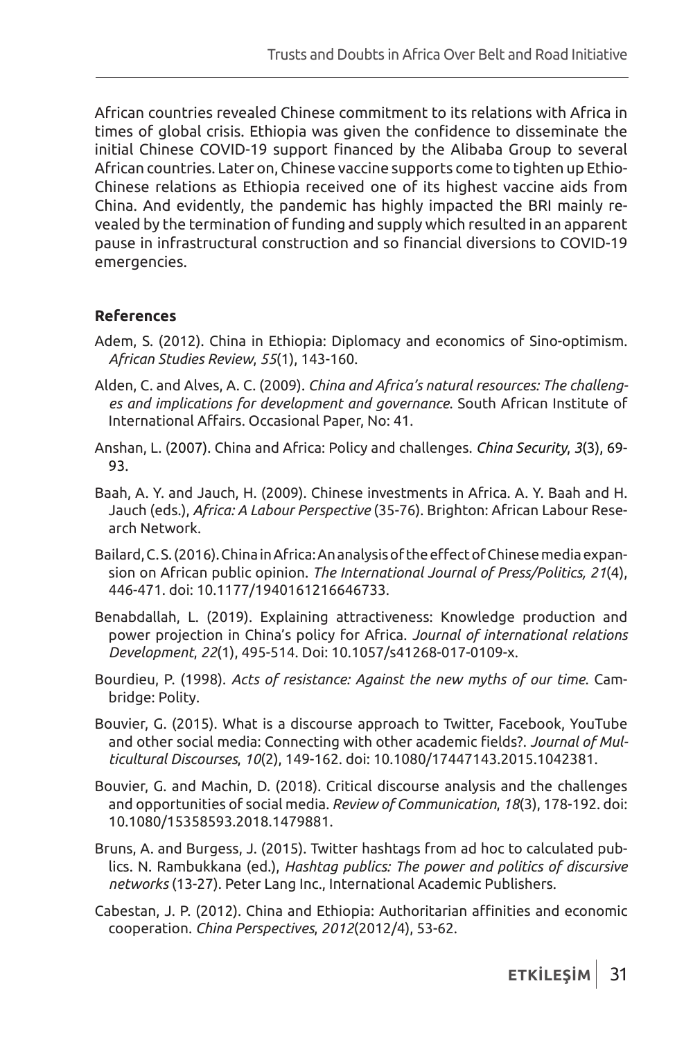African countries revealed Chinese commitment to its relations with Africa in times of global crisis. Ethiopia was given the confidence to disseminate the initial Chinese COVID-19 support financed by the Alibaba Group to several African countries. Later on, Chinese vaccine supports come to tighten up Ethio-Chinese relations as Ethiopia received one of its highest vaccine aids from China. And evidently, the pandemic has highly impacted the BRI mainly revealed by the termination of funding and supply which resulted in an apparent pause in infrastructural construction and so financial diversions to COVID-19 emergencies.

## References

Adem, S. (2012). China in Ethiopia: Diplomacy and economics of Sino-optimism. *African Studies Review*, *55*(1), 143-160.

Alden, C. and Alves, A. C. (2009). *China and Africa's natural resources: The challenges and implications for development and governance*. South African Institute of International Affairs. Occasional Paper, No: 41.

Anshan, L. (2007). China and Africa: Policy and challenges. *China Security*, *3*(3), 69-93.

Baah, A. Y. and Jauch, H. (2009). Chinese investments in Africa. A. Y. Baah and H. Jauch (eds.), *Africa: A Labour Perspective* (35-76). Brighton: African Labour Research Network.

Bailard, C. S. (2016). China in Africa: An analysis of the effect of Chinese media expansion on African public opinion. *The International Journal of Press/Politics, 21*(4), 446-471. doi: 10.1177/1940161216646733.

Benabdallah, L. (2019). Explaining attractiveness: Knowledge production and power projection in China's policy for Africa. *Journal of international relations Development*, *22*(1), 495-514. Doi: 10.1057/s41268-017-0109-x.

Bourdieu, P. (1998). *Acts of resistance: Against the new myths of our time*. Cambridge: Polity.

Bouvier, G. (2015). What is a discourse approach to Twitter, Facebook, YouTube and other social media: Connecting with other academic fields?. *Journal of Multicultural Discourses*, *10*(2), 149-162. doi: 10.1080/17447143.2015.1042381.

Bouvier, G. and Machin, D. (2018). Critical discourse analysis and the challenges and opportunities of social media. *Review of Communication*, *18*(3), 178-192. doi: 10.1080/15358593.2018.1479881.

Bruns, A. and Burgess, J. (2015). Twitter hashtags from ad hoc to calculated publics. N. Rambukkana (ed.), *Hashtag publics: The power and politics of discursive networks* (13-27). Peter Lang Inc., International Academic Publishers.

Cabestan, J. P. (2012). China and Ethiopia: Authoritarian affinities and economic cooperation. *China Perspectives*, *2012*(2012/4), 53-62.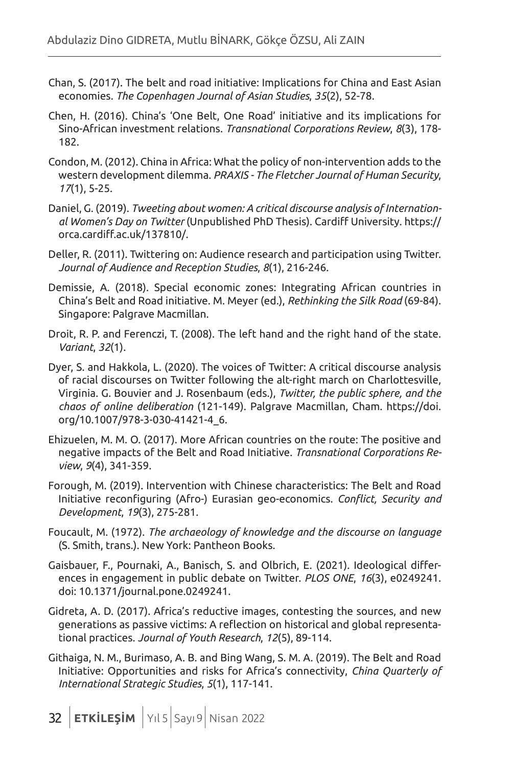Chan, S. (2017). The belt and road initiative: Implications for China and East Asian economies. *The Copenhagen Journal of Asian Studies*, *35*(2), 52-78.

Chen, H. (2016). China's 'One Belt, One Road' initiative and its implications for Sino-African investment relations. *Transnational Corporations Review*, *8*(3), 178-182.

Condon, M. (2012). China in Africa: What the policy of non-intervention adds to the western development dilemma. *PRAXIS - The Fletcher Journal of Human Security*, *17*(1), 5-25.

Daniel, G. (2019). *Tweeting about women: A critical discourse analysis of International Women's Day on Twitter* (Unpublished PhD Thesis). Cardiff University. https://orca.cardiff.ac.uk/137810/.

Deller, R. (2011). Twittering on: Audience research and participation using Twitter. *Journal of Audience and Reception Studies*, *8*(1), 216-246.

Demissie, A. (2018). Special economic zones: Integrating African countries in China's Belt and Road initiative. M. Meyer (ed.), *Rethinking the Silk Road* (69-84). Singapore: Palgrave Macmillan.

Droit, R. P. and Ferenczi, T. (2008). The left hand and the right hand of the state. *Variant*, *32*(1).

Dyer, S. and Hakkola, L. (2020). The voices of Twitter: A critical discourse analysis of racial discourses on Twitter following the alt-right march on Charlottesville, Virginia. G. Bouvier and J. Rosenbaum (eds.), *Twitter, the public sphere, and the chaos of online deliberation* (121-149). Palgrave Macmillan, Cham. https://doi.org/10.1007/978-3-030-41421-4_6.

Ehizuelen, M. M. O. (2017). More African countries on the route: The positive and negative impacts of the Belt and Road Initiative. *Transnational Corporations Review*, *9*(4), 341-359.

Forough, M. (2019). Intervention with Chinese characteristics: The Belt and Road Initiative reconfiguring (Afro-) Eurasian geo-economics. *Conflict, Security and Development*, *19*(3), 275-281.

Foucault, M. (1972). *The archaeology of knowledge and the discourse on language* (S. Smith, trans.). New York: Pantheon Books.

Gaisbauer, F., Pournaki, A., Banisch, S. and Olbrich, E. (2021). Ideological differences in engagement in public debate on Twitter. *PLOS ONE*, *16*(3), e0249241. doi: 10.1371/journal.pone.0249241.

Gidreta, A. D. (2017). Africa's reductive images, contesting the sources, and new generations as passive victims: A reflection on historical and global representational practices. *Journal of Youth Research*, *12*(5), 89-114.

Githaiga, N. M., Burimaso, A. B. and Bing Wang, S. M. A. (2019). The Belt and Road Initiative: Opportunities and risks for Africa's connectivity, *China Quarterly of International Strategic Studies*, *5*(1), 117-141.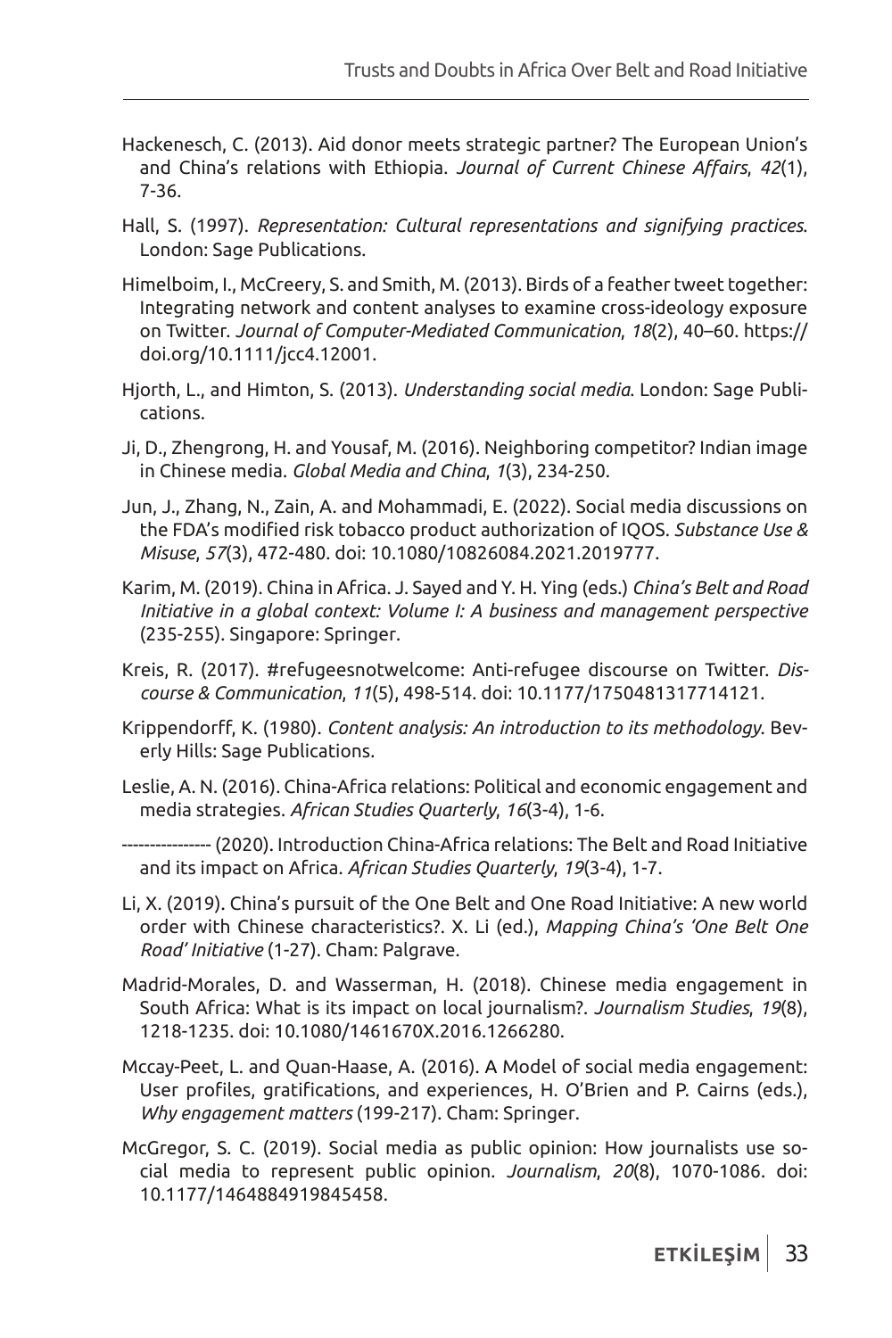Hackenesch, C. (2013). Aid donor meets strategic partner? The European Union's and China's relations with Ethiopia. *Journal of Current Chinese Affairs*, *42*(1), 7-36.

Hall, S. (1997). *Representation: Cultural representations and signifying practices*. London: Sage Publications.

Himelboim, I., McCreery, S. and Smith, M. (2013). Birds of a feather tweet together: Integrating network and content analyses to examine cross-ideology exposure on Twitter. *Journal of Computer-Mediated Communication*, *18*(2), 40–60. https://doi.org/10.1111/jcc4.12001.

Hjorth, L., and Himton, S. (2013). *Understanding social media*. London: Sage Publications.

Ji, D., Zhengrong, H. and Yousaf, M. (2016). Neighboring competitor? Indian image in Chinese media. *Global Media and China*, *1*(3), 234-250.

Jun, J., Zhang, N., Zain, A. and Mohammadi, E. (2022). Social media discussions on the FDA's modified risk tobacco product authorization of IQOS. *Substance Use & Misuse*, *57*(3), 472-480. doi: 10.1080/10826084.2021.2019777.

Karim, M. (2019). China in Africa. J. Sayed and Y. H. Ying (eds.) *China's Belt and Road Initiative in a global context: Volume I: A business and management perspective* (235-255). Singapore: Springer.

Kreis, R. (2017). #refugeesnotwelcome: Anti-refugee discourse on Twitter. *Discourse & Communication*, *11*(5), 498-514. doi: 10.1177/1750481317714121.

Krippendorff, K. (1980). *Content analysis: An introduction to its methodology*. Beverly Hills: Sage Publications.

Leslie, A. N. (2016). China-Africa relations: Political and economic engagement and media strategies. *African Studies Quarterly*, *16*(3-4), 1-6.

---------------- (2020). Introduction China-Africa relations: The Belt and Road Initiative and its impact on Africa. *African Studies Quarterly*, *19*(3-4), 1-7.

Li, X. (2019). China's pursuit of the One Belt and One Road Initiative: A new world order with Chinese characteristics?. X. Li (ed.), *Mapping China's 'One Belt One Road' Initiative* (1-27). Cham: Palgrave.

Madrid-Morales, D. and Wasserman, H. (2018). Chinese media engagement in South Africa: What is its impact on local journalism?. *Journalism Studies*, *19*(8), 1218-1235. doi: 10.1080/1461670X.2016.1266280.

Mccay-Peet, L. and Quan-Haase, A. (2016). A Model of social media engagement: User profiles, gratifications, and experiences, H. O'Brien and P. Cairns (eds.), *Why engagement matters* (199-217). Cham: Springer.

McGregor, S. C. (2019). Social media as public opinion: How journalists use social media to represent public opinion. *Journalism*, *20*(8), 1070-1086. doi: 10.1177/1464884919845458.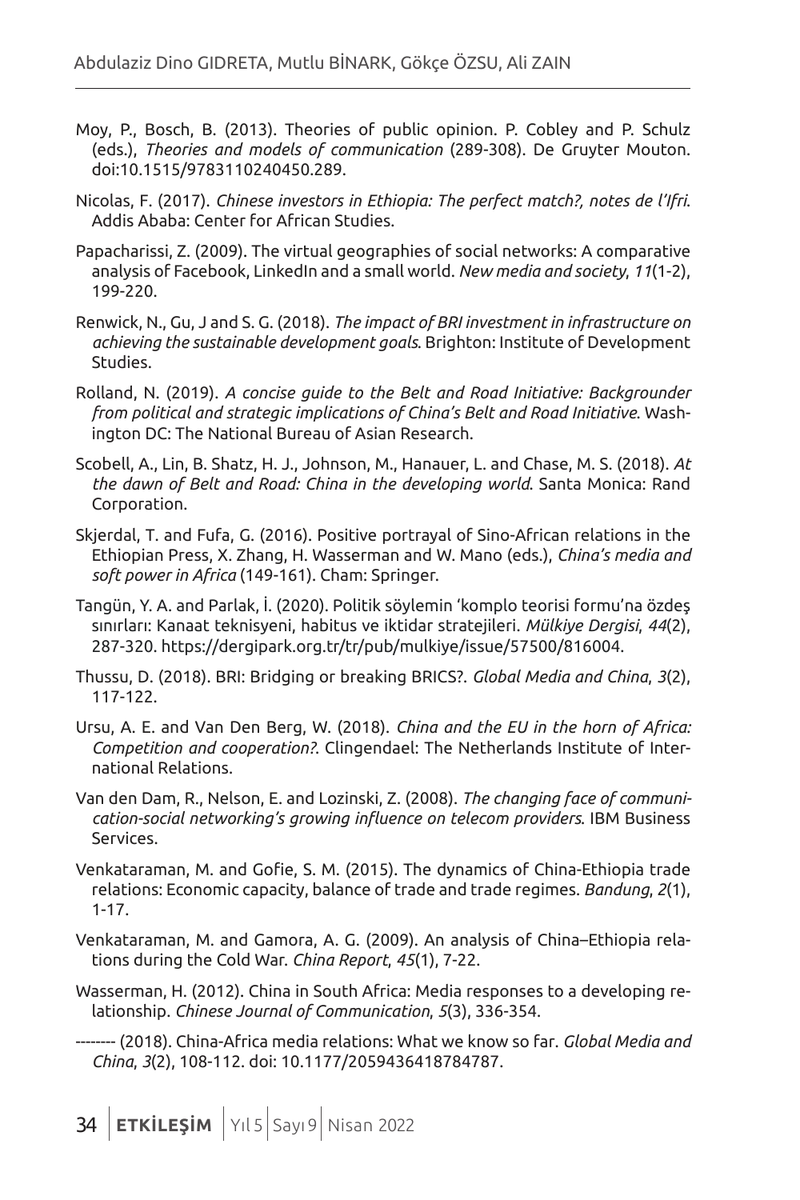Moy, P., Bosch, B. (2013). Theories of public opinion. P. Cobley and P. Schulz (eds.), *Theories and models of communication* (289-308). De Gruyter Mouton. doi:10.1515/9783110240450.289.

Nicolas, F. (2017). *Chinese investors in Ethiopia: The perfect match?, notes de l'Ifri*. Addis Ababa: Center for African Studies.

Papacharissi, Z. (2009). The virtual geographies of social networks: A comparative analysis of Facebook, LinkedIn and a small world. *New media and society*, *11*(1-2), 199-220.

Renwick, N., Gu, J and S. G. (2018). *The impact of BRI investment in infrastructure on achieving the sustainable development goals*. Brighton: Institute of Development Studies.

Rolland, N. (2019). *A concise guide to the Belt and Road Initiative: Backgrounder from political and strategic implications of China's Belt and Road Initiative*. Washington DC: The National Bureau of Asian Research.

Scobell, A., Lin, B. Shatz, H. J., Johnson, M., Hanauer, L. and Chase, M. S. (2018). *At the dawn of Belt and Road: China in the developing world*. Santa Monica: Rand Corporation.

Skjerdal, T. and Fufa, G. (2016). Positive portrayal of Sino-African relations in the Ethiopian Press, X. Zhang, H. Wasserman and W. Mano (eds.), *China's media and soft power in Africa* (149-161). Cham: Springer.

Tangün, Y. A. and Parlak, İ. (2020). Politik söylemin 'komplo teorisi formu'na özdeş sınırları: Kanaat teknisyeni, habitus ve iktidar stratejileri. *Mülkiye Dergisi*, *44*(2), 287-320. https://dergipark.org.tr/tr/pub/mulkiye/issue/57500/816004.

Thussu, D. (2018). BRI: Bridging or breaking BRICS?. *Global Media and China*, *3*(2), 117-122.

Ursu, A. E. and Van Den Berg, W. (2018). *China and the EU in the horn of Africa: Competition and cooperation?*. Clingendael: The Netherlands Institute of International Relations.

Van den Dam, R., Nelson, E. and Lozinski, Z. (2008). *The changing face of communication-social networking's growing influence on telecom providers*. IBM Business Services.

Venkataraman, M. and Gofie, S. M. (2015). The dynamics of China-Ethiopia trade relations: Economic capacity, balance of trade and trade regimes. *Bandung*, *2*(1), 1-17.

Venkataraman, M. and Gamora, A. G. (2009). An analysis of China–Ethiopia relations during the Cold War. *China Report*, *45*(1), 7-22.

Wasserman, H. (2012). China in South Africa: Media responses to a developing relationship. *Chinese Journal of Communication*, *5*(3), 336-354.

-------- (2018). China-Africa media relations: What we know so far. *Global Media and China*, *3*(2), 108-112. doi: 10.1177/2059436418784787.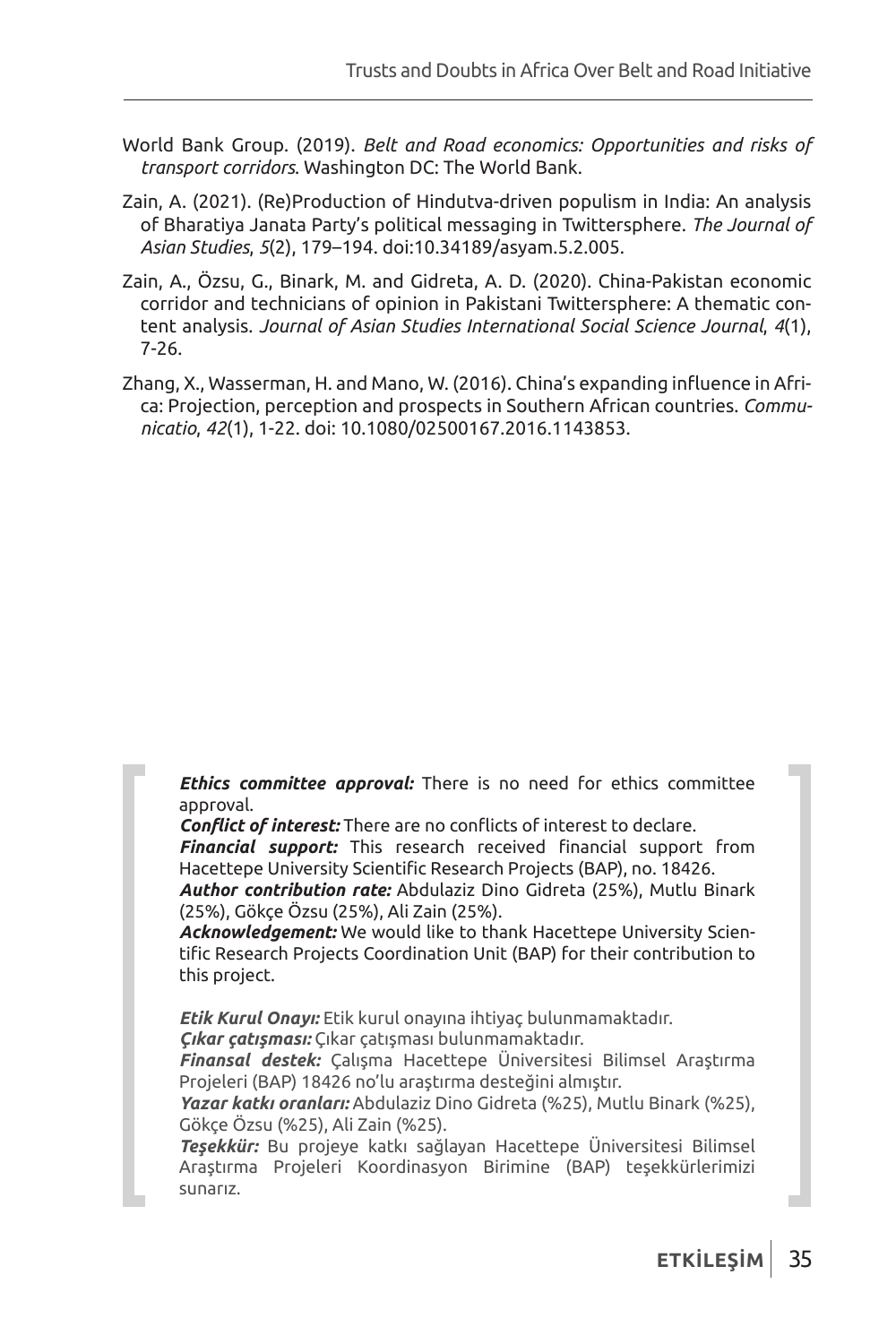World Bank Group. (2019). *Belt and Road economics: Opportunities and risks of transport corridors.* Washington DC: The World Bank.

Zain, A. (2021). (Re)Production of Hindutva-driven populism in India: An analysis of Bharatiya Janata Party's political messaging in Twittersphere. *The Journal of Asian Studies*, *5*(2), 179–194. doi:10.34189/asyam.5.2.005.

Zain, A., Özsu, G., Binark, M. and Gidreta, A. D. (2020). China-Pakistan economic corridor and technicians of opinion in Pakistani Twittersphere: A thematic content analysis. *Journal of Asian Studies International Social Science Journal*, *4*(1), 7-26.

Zhang, X., Wasserman, H. and Mano, W. (2016). China's expanding influence in Africa: Projection, perception and prospects in Southern African countries. *Communicatio*, *42*(1), 1-22. doi: 10.1080/02500167.2016.1143853.

***Ethics committee approval:*** There is no need for ethics committee approval.
***Conflict of interest:*** There are no conflicts of interest to declare.
***Financial support:*** This research received financial support from Hacettepe University Scientific Research Projects (BAP), no. 18426.
***Author contribution rate:*** Abdulaziz Dino Gidreta (25%), Mutlu Binark (25%), Gökçe Özsu (25%), Ali Zain (25%).
***Acknowledgement:*** We would like to thank Hacettepe University Scientific Research Projects Coordination Unit (BAP) for their contribution to this project.

***Etik Kurul Onayı:*** Etik kurul onayına ihtiyaç bulunmamaktadır.
***Çıkar çatışması:*** Çıkar çatışması bulunmamaktadır.
***Finansal destek:*** Çalışma Hacettepe Üniversitesi Bilimsel Araştırma Projeleri (BAP) 18426 no'lu araştırma desteğini almıştır.
***Yazar katkı oranları:*** Abdulaziz Dino Gidreta (%25), Mutlu Binark (%25), Gökçe Özsu (%25), Ali Zain (%25).
***Teşekkür:*** Bu projeye katkı sağlayan Hacettepe Üniversitesi Bilimsel Araştırma Projeleri Koordinasyon Birimine (BAP) teşekkürlerimizi sunarız.